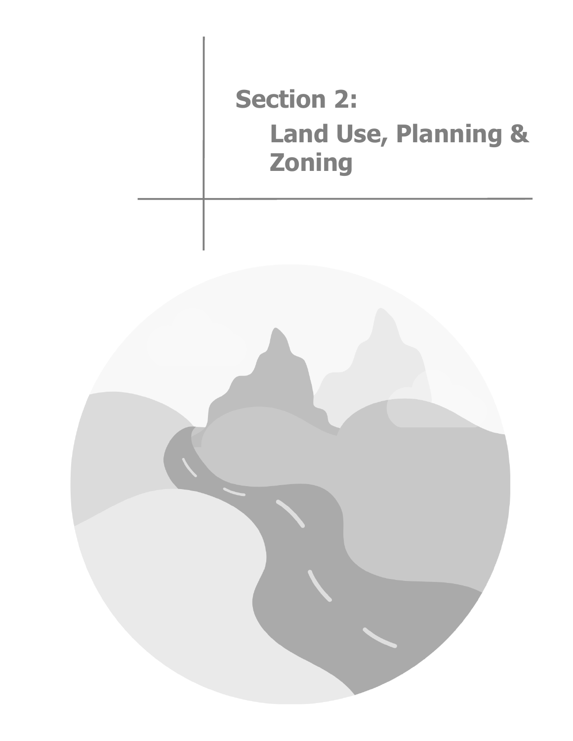# Section 2:

## Land Use, Planning & Zoning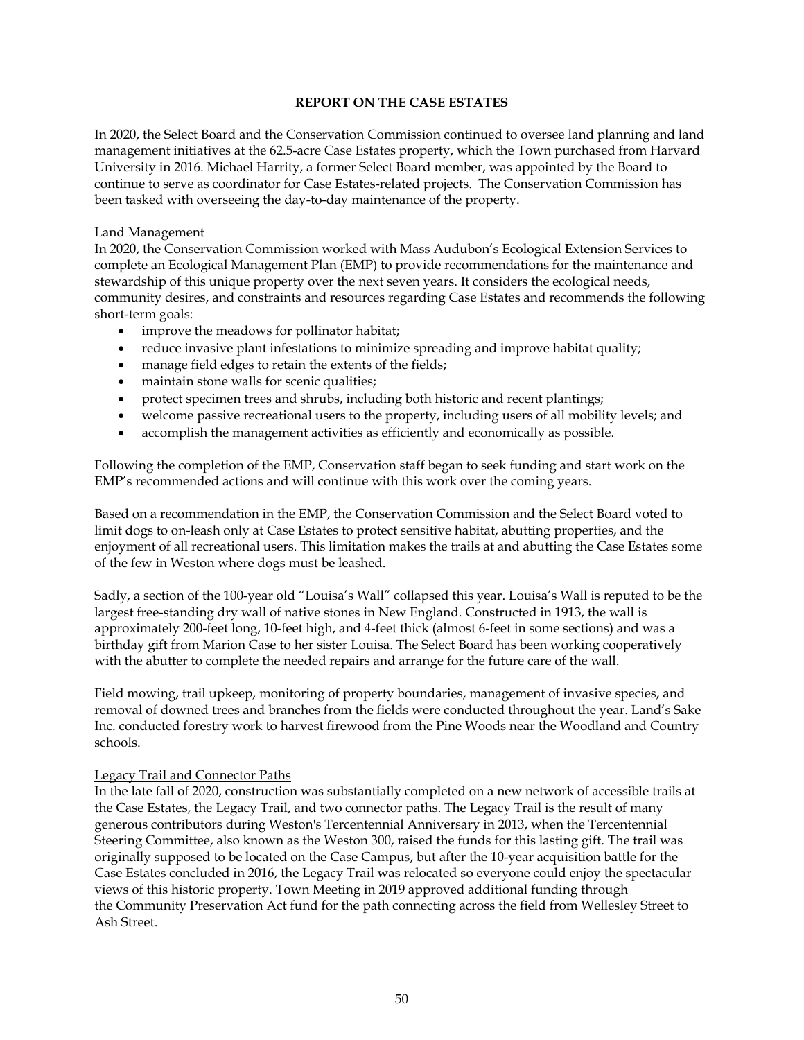**REPORT ON THE CASE ESTATES**

In 2020, the Select Board and the Conservation Commission continued to oversee land planning and land management initiatives at the 62.5-acre Case Estates property, which the Town purchased from Harvard University in 2016. Michael Harrity, a former Select Board member, was appointed by the Board to continue to serve as coordinator for Case Estates-related projects. The Conservation Commission has been tasked with overseeing the day-to-day maintenance of the property.

<u>Land Management</u>

In 2020, the Conservation Commission worked with Mass Audubon's Ecological Extension Services to complete an Ecological Management Plan (EMP) to provide recommendations for the maintenance and stewardship of this unique property over the next seven years. It considers the ecological needs, community desires, and constraints and resources regarding Case Estates and recommends the following short-term goals:

- improve the meadows for pollinator habitat;
- reduce invasive plant infestations to minimize spreading and improve habitat quality;
- manage field edges to retain the extents of the fields;
- maintain stone walls for scenic qualities;
- protect specimen trees and shrubs, including both historic and recent plantings;
- welcome passive recreational users to the property, including users of all mobility levels; and
- accomplish the management activities as efficiently and economically as possible.

Following the completion of the EMP, Conservation staff began to seek funding and start work on the EMP's recommended actions and will continue with this work over the coming years.

Based on a recommendation in the EMP, the Conservation Commission and the Select Board voted to limit dogs to on-leash only at Case Estates to protect sensitive habitat, abutting properties, and the enjoyment of all recreational users. This limitation makes the trails at and abutting the Case Estates some of the few in Weston where dogs must be leashed.

Sadly, a section of the 100-year old "Louisa's Wall" collapsed this year. Louisa's Wall is reputed to be the largest free-standing dry wall of native stones in New England. Constructed in 1913, the wall is approximately 200-feet long, 10-feet high, and 4-feet thick (almost 6-feet in some sections) and was a birthday gift from Marion Case to her sister Louisa. The Select Board has been working cooperatively with the abutter to complete the needed repairs and arrange for the future care of the wall.

Field mowing, trail upkeep, monitoring of property boundaries, management of invasive species, and removal of downed trees and branches from the fields were conducted throughout the year. Land's Sake Inc. conducted forestry work to harvest firewood from the Pine Woods near the Woodland and Country schools.

<u>Legacy Trail and Connector Paths</u>

In the late fall of 2020, construction was substantially completed on a new network of accessible trails at the Case Estates, the Legacy Trail, and two connector paths. The Legacy Trail is the result of many generous contributors during Weston's Tercentennial Anniversary in 2013, when the Tercentennial Steering Committee, also known as the Weston 300, raised the funds for this lasting gift. The trail was originally supposed to be located on the Case Campus, but after the 10-year acquisition battle for the Case Estates concluded in 2016, the Legacy Trail was relocated so everyone could enjoy the spectacular views of this historic property. Town Meeting in 2019 approved additional funding through the Community Preservation Act fund for the path connecting across the field from Wellesley Street to Ash Street.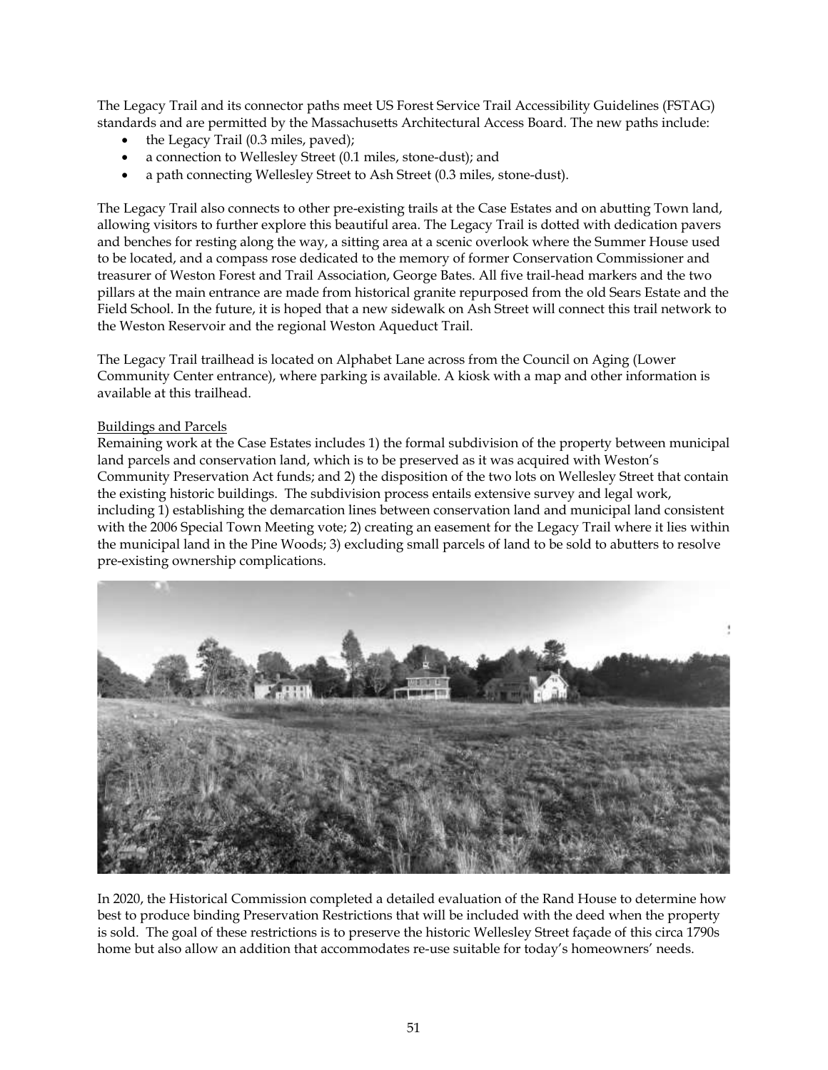The Legacy Trail and its connector paths meet US Forest Service Trail Accessibility Guidelines (FSTAG) standards and are permitted by the Massachusetts Architectural Access Board. The new paths include:

- the Legacy Trail (0.3 miles, paved);
- a connection to Wellesley Street (0.1 miles, stone-dust); and
- a path connecting Wellesley Street to Ash Street (0.3 miles, stone-dust).

The Legacy Trail also connects to other pre-existing trails at the Case Estates and on abutting Town land, allowing visitors to further explore this beautiful area. The Legacy Trail is dotted with dedication pavers and benches for resting along the way, a sitting area at a scenic overlook where the Summer House used to be located, and a compass rose dedicated to the memory of former Conservation Commissioner and treasurer of Weston Forest and Trail Association, George Bates. All five trail-head markers and the two pillars at the main entrance are made from historical granite repurposed from the old Sears Estate and the Field School. In the future, it is hoped that a new sidewalk on Ash Street will connect this trail network to the Weston Reservoir and the regional Weston Aqueduct Trail.

The Legacy Trail trailhead is located on Alphabet Lane across from the Council on Aging (Lower Community Center entrance), where parking is available. A kiosk with a map and other information is available at this trailhead.

Buildings and Parcels

Remaining work at the Case Estates includes 1) the formal subdivision of the property between municipal land parcels and conservation land, which is to be preserved as it was acquired with Weston's Community Preservation Act funds; and 2) the disposition of the two lots on Wellesley Street that contain the existing historic buildings. The subdivision process entails extensive survey and legal work, including 1) establishing the demarcation lines between conservation land and municipal land consistent with the 2006 Special Town Meeting vote; 2) creating an easement for the Legacy Trail where it lies within the municipal land in the Pine Woods; 3) excluding small parcels of land to be sold to abutters to resolve pre-existing ownership complications.

In 2020, the Historical Commission completed a detailed evaluation of the Rand House to determine how best to produce binding Preservation Restrictions that will be included with the deed when the property is sold. The goal of these restrictions is to preserve the historic Wellesley Street façade of this circa 1790s home but also allow an addition that accommodates re-use suitable for today's homeowners' needs.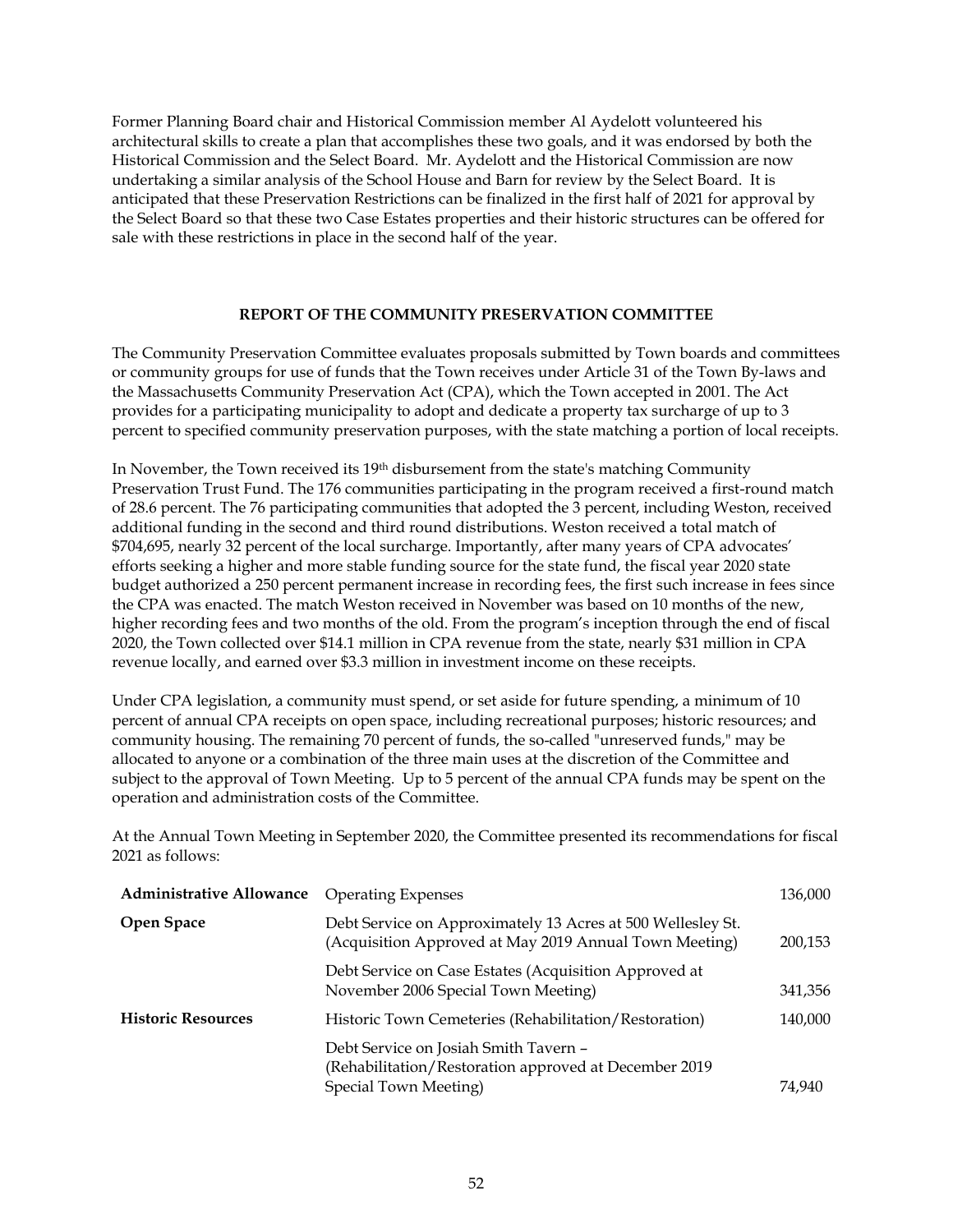Former Planning Board chair and Historical Commission member Al Aydelott volunteered his architectural skills to create a plan that accomplishes these two goals, and it was endorsed by both the Historical Commission and the Select Board. Mr. Aydelott and the Historical Commission are now undertaking a similar analysis of the School House and Barn for review by the Select Board. It is anticipated that these Preservation Restrictions can be finalized in the first half of 2021 for approval by the Select Board so that these two Case Estates properties and their historic structures can be offered for sale with these restrictions in place in the second half of the year.

## REPORT OF THE COMMUNITY PRESERVATION COMMITTEE

The Community Preservation Committee evaluates proposals submitted by Town boards and committees or community groups for use of funds that the Town receives under Article 31 of the Town By-laws and the Massachusetts Community Preservation Act (CPA), which the Town accepted in 2001. The Act provides for a participating municipality to adopt and dedicate a property tax surcharge of up to 3 percent to specified community preservation purposes, with the state matching a portion of local receipts.

In November, the Town received its 19th disbursement from the state's matching Community Preservation Trust Fund. The 176 communities participating in the program received a first-round match of 28.6 percent. The 76 participating communities that adopted the 3 percent, including Weston, received additional funding in the second and third round distributions. Weston received a total match of $704,695, nearly 32 percent of the local surcharge. Importantly, after many years of CPA advocates' efforts seeking a higher and more stable funding source for the state fund, the fiscal year 2020 state budget authorized a 250 percent permanent increase in recording fees, the first such increase in fees since the CPA was enacted. The match Weston received in November was based on 10 months of the new, higher recording fees and two months of the old. From the program's inception through the end of fiscal 2020, the Town collected over $14.1 million in CPA revenue from the state, nearly $31 million in CPA revenue locally, and earned over $3.3 million in investment income on these receipts.

Under CPA legislation, a community must spend, or set aside for future spending, a minimum of 10 percent of annual CPA receipts on open space, including recreational purposes; historic resources; and community housing. The remaining 70 percent of funds, the so-called "unreserved funds," may be allocated to anyone or a combination of the three main uses at the discretion of the Committee and subject to the approval of Town Meeting. Up to 5 percent of the annual CPA funds may be spent on the operation and administration costs of the Committee.

At the Annual Town Meeting in September 2020, the Committee presented its recommendations for fiscal 2021 as follows:

| | | |
|---|---|---|
| **Administrative Allowance** | Operating Expenses | 136,000 |
| **Open Space** | Debt Service on Approximately 13 Acres at 500 Wellesley St. (Acquisition Approved at May 2019 Annual Town Meeting) | 200,153 |
| | Debt Service on Case Estates (Acquisition Approved at November 2006 Special Town Meeting) | 341,356 |
| **Historic Resources** | Historic Town Cemeteries (Rehabilitation/Restoration) | 140,000 |
| | Debt Service on Josiah Smith Tavern – (Rehabilitation/Restoration approved at December 2019 Special Town Meeting) | 74,940 |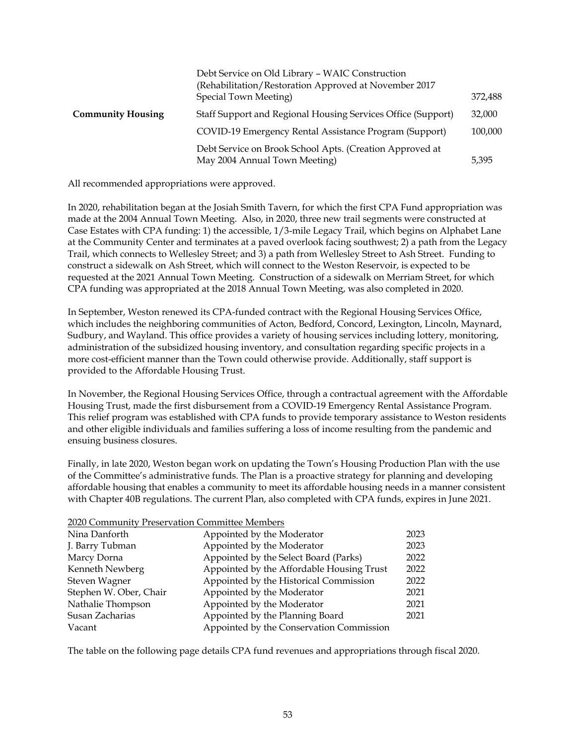| | | |
|---|---|---|
| | Debt Service on Old Library – WAIC Construction (Rehabilitation/Restoration Approved at November 2017 Special Town Meeting) | 372,488 |
| **Community Housing** | Staff Support and Regional Housing Services Office (Support) | 32,000 |
| | COVID-19 Emergency Rental Assistance Program (Support) | 100,000 |
| | Debt Service on Brook School Apts. (Creation Approved at May 2004 Annual Town Meeting) | 5,395 |

All recommended appropriations were approved.

In 2020, rehabilitation began at the Josiah Smith Tavern, for which the first CPA Fund appropriation was made at the 2004 Annual Town Meeting. Also, in 2020, three new trail segments were constructed at Case Estates with CPA funding: 1) the accessible, 1/3-mile Legacy Trail, which begins on Alphabet Lane at the Community Center and terminates at a paved overlook facing southwest; 2) a path from the Legacy Trail, which connects to Wellesley Street; and 3) a path from Wellesley Street to Ash Street. Funding to construct a sidewalk on Ash Street, which will connect to the Weston Reservoir, is expected to be requested at the 2021 Annual Town Meeting. Construction of a sidewalk on Merriam Street, for which CPA funding was appropriated at the 2018 Annual Town Meeting, was also completed in 2020.

In September, Weston renewed its CPA-funded contract with the Regional Housing Services Office, which includes the neighboring communities of Acton, Bedford, Concord, Lexington, Lincoln, Maynard, Sudbury, and Wayland. This office provides a variety of housing services including lottery, monitoring, administration of the subsidized housing inventory, and consultation regarding specific projects in a more cost-efficient manner than the Town could otherwise provide. Additionally, staff support is provided to the Affordable Housing Trust.

In November, the Regional Housing Services Office, through a contractual agreement with the Affordable Housing Trust, made the first disbursement from a COVID-19 Emergency Rental Assistance Program. This relief program was established with CPA funds to provide temporary assistance to Weston residents and other eligible individuals and families suffering a loss of income resulting from the pandemic and ensuing business closures.

Finally, in late 2020, Weston began work on updating the Town's Housing Production Plan with the use of the Committee's administrative funds. The Plan is a proactive strategy for planning and developing affordable housing that enables a community to meet its affordable housing needs in a manner consistent with Chapter 40B regulations. The current Plan, also completed with CPA funds, expires in June 2021.

2020 Community Preservation Committee Members

| | | |
|---|---|---|
| Nina Danforth | Appointed by the Moderator | 2023 |
| J. Barry Tubman | Appointed by the Moderator | 2023 |
| Marcy Dorna | Appointed by the Select Board (Parks) | 2022 |
| Kenneth Newberg | Appointed by the Affordable Housing Trust | 2022 |
| Steven Wagner | Appointed by the Historical Commission | 2022 |
| Stephen W. Ober, Chair | Appointed by the Moderator | 2021 |
| Nathalie Thompson | Appointed by the Moderator | 2021 |
| Susan Zacharias | Appointed by the Planning Board | 2021 |
| Vacant | Appointed by the Conservation Commission | |

The table on the following page details CPA fund revenues and appropriations through fiscal 2020.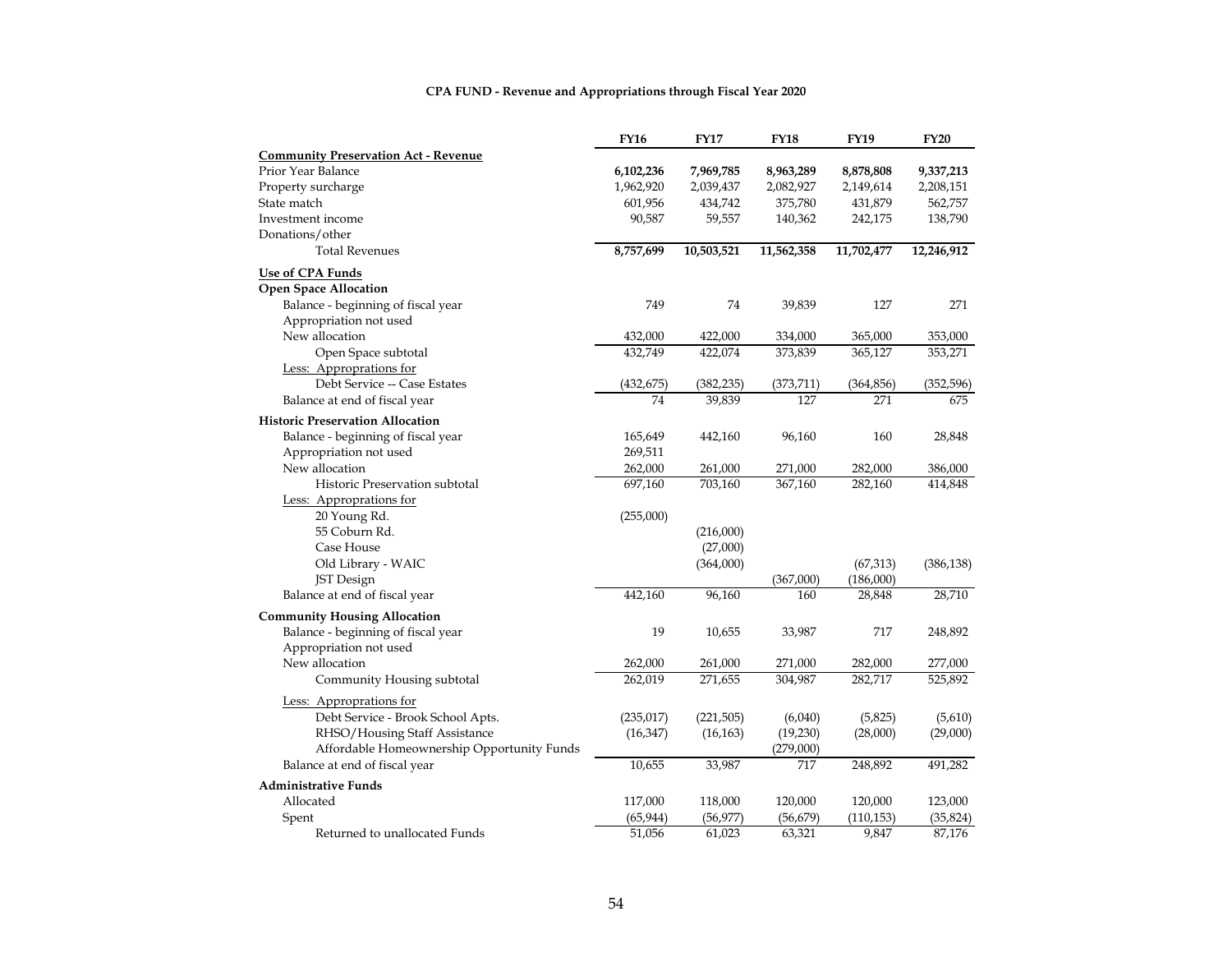**CPA FUND - Revenue and Appropriations through Fiscal Year 2020**

| | FY16 | FY17 | FY18 | FY19 | FY20 |
|---|---|---|---|---|---|
| **Community Preservation Act - Revenue** | | | | | |
| Prior Year Balance | **6,102,236** | **7,969,785** | **8,963,289** | **8,878,808** | **9,337,213** |
| Property surcharge | 1,962,920 | 2,039,437 | 2,082,927 | 2,149,614 | 2,208,151 |
| State match | 601,956 | 434,742 | 375,780 | 431,879 | 562,757 |
| Investment income | 90,587 | 59,557 | 140,362 | 242,175 | 138,790 |
| Donations/other | | | | | |
| Total Revenues | **8,757,699** | **10,503,521** | **11,562,358** | **11,702,477** | **12,246,912** |
| **Use of CPA Funds** | | | | | |
| **Open Space Allocation** | | | | | |
| Balance - beginning of fiscal year | 749 | 74 | 39,839 | 127 | 271 |
| Appropriation not used | | | | | |
| New allocation | 432,000 | 422,000 | 334,000 | 365,000 | 353,000 |
| Open Space subtotal | 432,749 | 422,074 | 373,839 | 365,127 | 353,271 |
| Less: Appropriations for | | | | | |
| Debt Service -- Case Estates | (432,675) | (382,235) | (373,711) | (364,856) | (352,596) |
| Balance at end of fiscal year | 74 | 39,839 | 127 | 271 | 675 |
| **Historic Preservation Allocation** | | | | | |
| Balance - beginning of fiscal year | 165,649 | 442,160 | 96,160 | 160 | 28,848 |
| Appropriation not used | 269,511 | | | | |
| New allocation | 262,000 | 261,000 | 271,000 | 282,000 | 386,000 |
| Historic Preservation subtotal | 697,160 | 703,160 | 367,160 | 282,160 | 414,848 |
| Less: Appropriations for | | | | | |
| 20 Young Rd. | (255,000) | | | | |
| 55 Coburn Rd. | | (216,000) | | | |
| Case House | | (27,000) | | | |
| Old Library - WAIC | | (364,000) | | (67,313) | (386,138) |
| JST Design | | | (367,000) | (186,000) | |
| Balance at end of fiscal year | 442,160 | 96,160 | 160 | 28,848 | 28,710 |
| **Community Housing Allocation** | | | | | |
| Balance - beginning of fiscal year | 19 | 10,655 | 33,987 | 717 | 248,892 |
| Appropriation not used | | | | | |
| New allocation | 262,000 | 261,000 | 271,000 | 282,000 | 277,000 |
| Community Housing subtotal | 262,019 | 271,655 | 304,987 | 282,717 | 525,892 |
| Less: Appropriations for | | | | | |
| Debt Service - Brook School Apts. | (235,017) | (221,505) | (6,040) | (5,825) | (5,610) |
| RHSO/Housing Staff Assistance | (16,347) | (16,163) | (19,230) | (28,000) | (29,000) |
| Affordable Homeownership Opportunity Funds | | | (279,000) | | |
| Balance at end of fiscal year | 10,655 | 33,987 | 717 | 248,892 | 491,282 |
| **Administrative Funds** | | | | | |
| Allocated | 117,000 | 118,000 | 120,000 | 120,000 | 123,000 |
| Spent | (65,944) | (56,977) | (56,679) | (110,153) | (35,824) |
| Returned to unallocated Funds | 51,056 | 61,023 | 63,321 | 9,847 | 87,176 |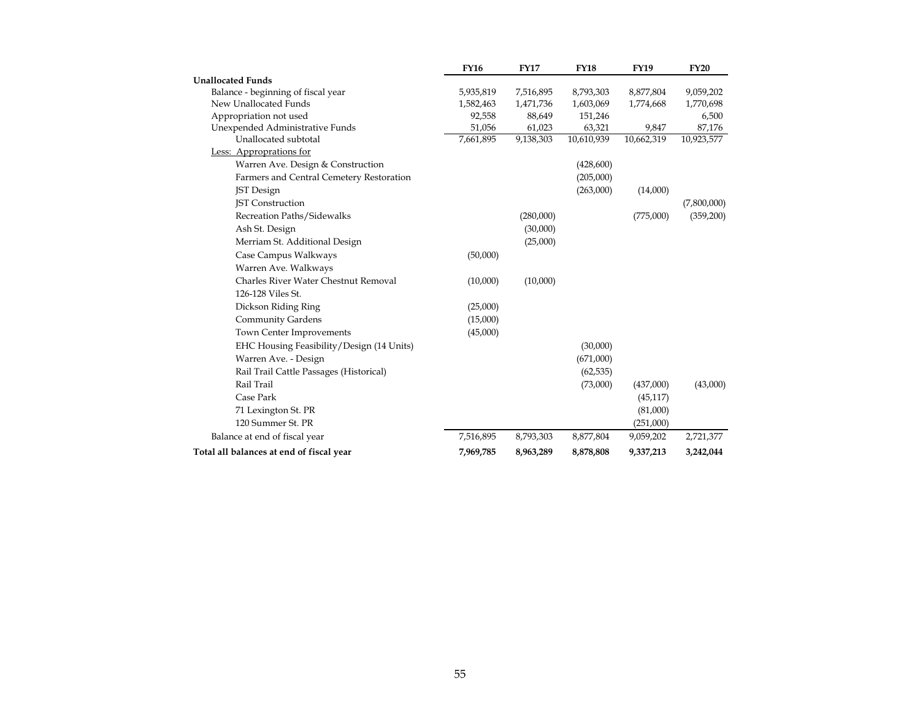| | FY16 | FY17 | FY18 | FY19 | FY20 |
|---|---|---|---|---|---|
| **Unallocated Funds** | | | | | |
| Balance - beginning of fiscal year | 5,935,819 | 7,516,895 | 8,793,303 | 8,877,804 | 9,059,202 |
| New Unallocated Funds | 1,582,463 | 1,471,736 | 1,603,069 | 1,774,668 | 1,770,698 |
| Appropriation not used | 92,558 | 88,649 | 151,246 | | 6,500 |
| Unexpended Administrative Funds | 51,056 | 61,023 | 63,321 | 9,847 | 87,176 |
| Unallocated subtotal | 7,661,895 | 9,138,303 | 10,610,939 | 10,662,319 | 10,923,577 |
| Less: Appropations for | | | | | |
| Warren Ave. Design & Construction | | | (428,600) | | |
| Farmers and Central Cemetery Restoration | | | (205,000) | | |
| JST Design | | | (263,000) | (14,000) | |
| JST Construction | | | | | (7,800,000) |
| Recreation Paths/Sidewalks | | (280,000) | | (775,000) | (359,200) |
| Ash St. Design | | (30,000) | | | |
| Merriam St. Additional Design | | (25,000) | | | |
| Case Campus Walkways | (50,000) | | | | |
| Warren Ave. Walkways | | | | | |
| Charles River Water Chestnut Removal | (10,000) | (10,000) | | | |
| 126-128 Viles St. | | | | | |
| Dickson Riding Ring | (25,000) | | | | |
| Community Gardens | (15,000) | | | | |
| Town Center Improvements | (45,000) | | | | |
| EHC Housing Feasibility/Design (14 Units) | | | (30,000) | | |
| Warren Ave. - Design | | | (671,000) | | |
| Rail Trail Cattle Passages (Historical) | | | (62,535) | | |
| Rail Trail | | | (73,000) | (437,000) | (43,000) |
| Case Park | | | | (45,117) | |
| 71 Lexington St. PR | | | | (81,000) | |
| 120 Summer St. PR | | | | (251,000) | |
| Balance at end of fiscal year | 7,516,895 | 8,793,303 | 8,877,804 | 9,059,202 | 2,721,377 |
| **Total all balances at end of fiscal year** | **7,969,785** | **8,963,289** | **8,878,808** | **9,337,213** | **3,242,044** |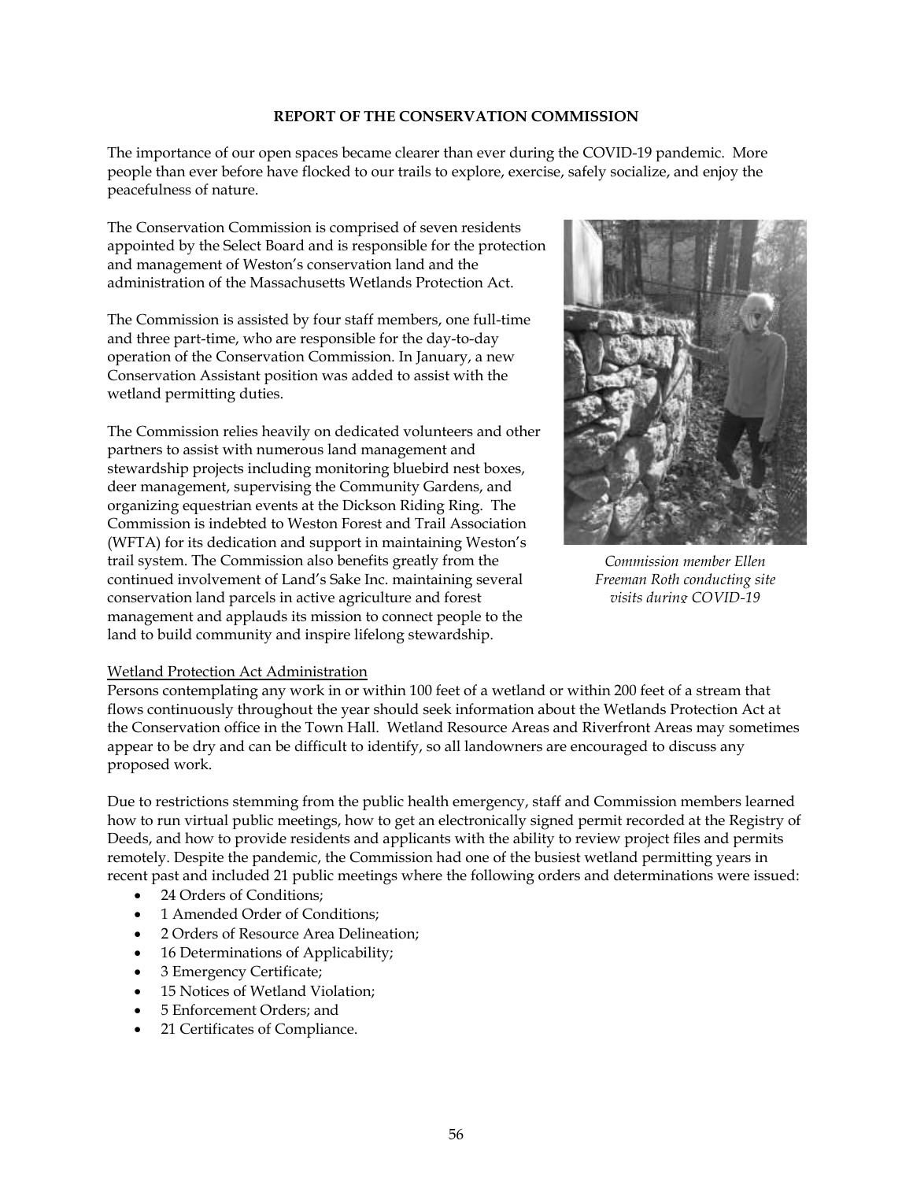**REPORT OF THE CONSERVATION COMMISSION**

The importance of our open spaces became clearer than ever during the COVID-19 pandemic. More people than ever before have flocked to our trails to explore, exercise, safely socialize, and enjoy the peacefulness of nature.

The Conservation Commission is comprised of seven residents appointed by the Select Board and is responsible for the protection and management of Weston's conservation land and the administration of the Massachusetts Wetlands Protection Act.

The Commission is assisted by four staff members, one full-time and three part-time, who are responsible for the day-to-day operation of the Conservation Commission. In January, a new Conservation Assistant position was added to assist with the wetland permitting duties.

The Commission relies heavily on dedicated volunteers and other partners to assist with numerous land management and stewardship projects including monitoring bluebird nest boxes, deer management, supervising the Community Gardens, and organizing equestrian events at the Dickson Riding Ring. The Commission is indebted to Weston Forest and Trail Association (WFTA) for its dedication and support in maintaining Weston's trail system. The Commission also benefits greatly from the continued involvement of Land's Sake Inc. maintaining several conservation land parcels in active agriculture and forest management and applauds its mission to connect people to the land to build community and inspire lifelong stewardship.

*Commission member Ellen Freeman Roth conducting site visits during COVID-19*

Wetland Protection Act Administration

Persons contemplating any work in or within 100 feet of a wetland or within 200 feet of a stream that flows continuously throughout the year should seek information about the Wetlands Protection Act at the Conservation office in the Town Hall. Wetland Resource Areas and Riverfront Areas may sometimes appear to be dry and can be difficult to identify, so all landowners are encouraged to discuss any proposed work.

Due to restrictions stemming from the public health emergency, staff and Commission members learned how to run virtual public meetings, how to get an electronically signed permit recorded at the Registry of Deeds, and how to provide residents and applicants with the ability to review project files and permits remotely. Despite the pandemic, the Commission had one of the busiest wetland permitting years in recent past and included 21 public meetings where the following orders and determinations were issued:

- 24 Orders of Conditions;
- 1 Amended Order of Conditions;
- 2 Orders of Resource Area Delineation;
- 16 Determinations of Applicability;
- 3 Emergency Certificate;
- 15 Notices of Wetland Violation;
- 5 Enforcement Orders; and
- 21 Certificates of Compliance.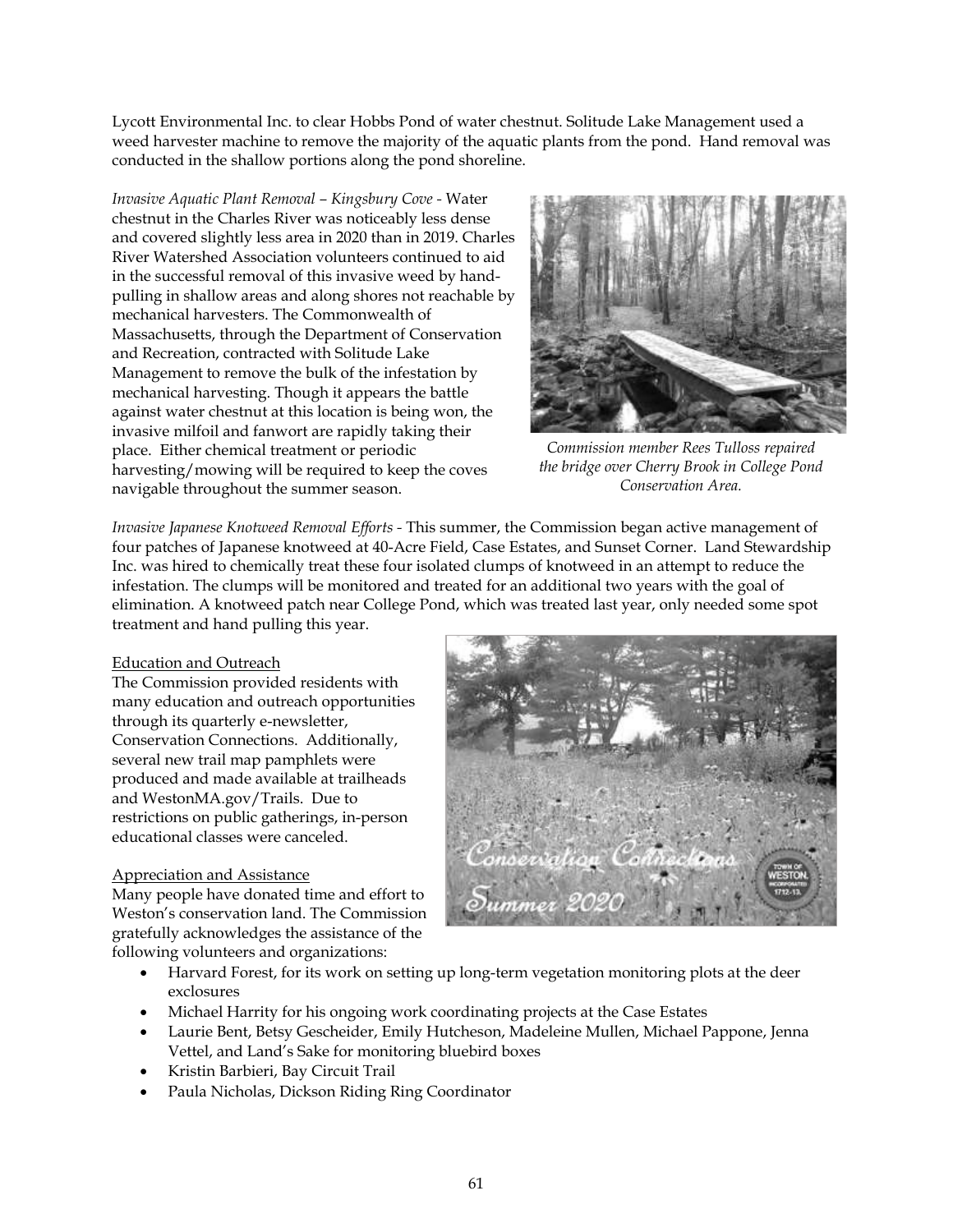Lycott Environmental Inc. to clear Hobbs Pond of water chestnut. Solitude Lake Management used a weed harvester machine to remove the majority of the aquatic plants from the pond. Hand removal was conducted in the shallow portions along the pond shoreline.

*Invasive Aquatic Plant Removal – Kingsbury Cove* - Water chestnut in the Charles River was noticeably less dense and covered slightly less area in 2020 than in 2019. Charles River Watershed Association volunteers continued to aid in the successful removal of this invasive weed by hand-pulling in shallow areas and along shores not reachable by mechanical harvesters. The Commonwealth of Massachusetts, through the Department of Conservation and Recreation, contracted with Solitude Lake Management to remove the bulk of the infestation by mechanical harvesting. Though it appears the battle against water chestnut at this location is being won, the invasive milfoil and fanwort are rapidly taking their place. Either chemical treatment or periodic harvesting/mowing will be required to keep the coves navigable throughout the summer season.

*Commission member Rees Tulloss repaired the bridge over Cherry Brook in College Pond Conservation Area.*

*Invasive Japanese Knotweed Removal Efforts* - This summer, the Commission began active management of four patches of Japanese knotweed at 40-Acre Field, Case Estates, and Sunset Corner. Land Stewardship Inc. was hired to chemically treat these four isolated clumps of knotweed in an attempt to reduce the infestation. The clumps will be monitored and treated for an additional two years with the goal of elimination. A knotweed patch near College Pond, which was treated last year, only needed some spot treatment and hand pulling this year.

Education and Outreach

The Commission provided residents with many education and outreach opportunities through its quarterly e-newsletter, Conservation Connections. Additionally, several new trail map pamphlets were produced and made available at trailheads and WestonMA.gov/Trails. Due to restrictions on public gatherings, in-person educational classes were canceled.

Appreciation and Assistance

Many people have donated time and effort to Weston's conservation land. The Commission gratefully acknowledges the assistance of the following volunteers and organizations:

- Harvard Forest, for its work on setting up long-term vegetation monitoring plots at the deer exclosures
- Michael Harrity for his ongoing work coordinating projects at the Case Estates
- Laurie Bent, Betsy Gescheider, Emily Hutcheson, Madeleine Mullen, Michael Pappone, Jenna Vettel, and Land's Sake for monitoring bluebird boxes
- Kristin Barbieri, Bay Circuit Trail
- Paula Nicholas, Dickson Riding Ring Coordinator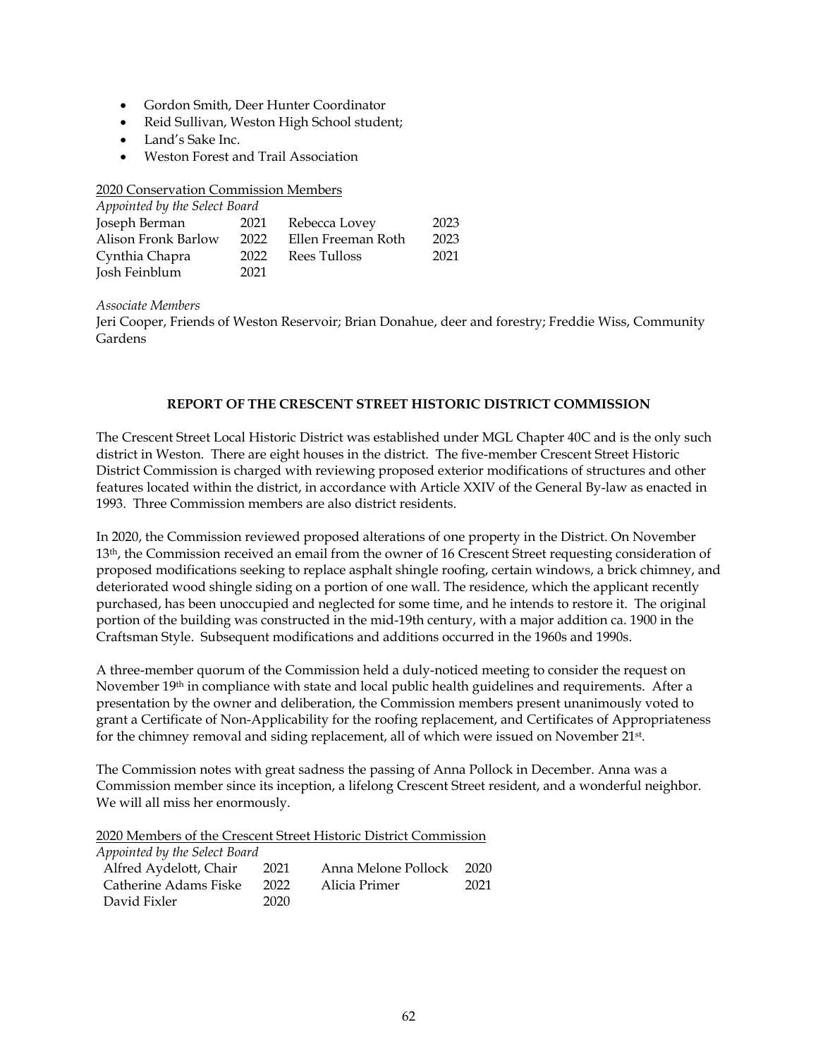- Gordon Smith, Deer Hunter Coordinator
- Reid Sullivan, Weston High School student;
- Land's Sake Inc.
- Weston Forest and Trail Association

2020 Conservation Commission Members

*Appointed by the Select Board*

| | | | |
|---|---|---|---|
| Joseph Berman | 2021 | Rebecca Lovey | 2023 |
| Alison Fronk Barlow | 2022 | Ellen Freeman Roth | 2023 |
| Cynthia Chapra | 2022 | Rees Tulloss | 2021 |
| Josh Feinblum | 2021 | | |

*Associate Members*

Jeri Cooper, Friends of Weston Reservoir; Brian Donahue, deer and forestry; Freddie Wiss, Community Gardens

## REPORT OF THE CRESCENT STREET HISTORIC DISTRICT COMMISSION

The Crescent Street Local Historic District was established under MGL Chapter 40C and is the only such district in Weston. There are eight houses in the district. The five-member Crescent Street Historic District Commission is charged with reviewing proposed exterior modifications of structures and other features located within the district, in accordance with Article XXIV of the General By-law as enacted in 1993. Three Commission members are also district residents.

In 2020, the Commission reviewed proposed alterations of one property in the District. On November 13th, the Commission received an email from the owner of 16 Crescent Street requesting consideration of proposed modifications seeking to replace asphalt shingle roofing, certain windows, a brick chimney, and deteriorated wood shingle siding on a portion of one wall. The residence, which the applicant recently purchased, has been unoccupied and neglected for some time, and he intends to restore it. The original portion of the building was constructed in the mid-19th century, with a major addition ca. 1900 in the Craftsman Style. Subsequent modifications and additions occurred in the 1960s and 1990s.

A three-member quorum of the Commission held a duly-noticed meeting to consider the request on November 19th in compliance with state and local public health guidelines and requirements. After a presentation by the owner and deliberation, the Commission members present unanimously voted to grant a Certificate of Non-Applicability for the roofing replacement, and Certificates of Appropriateness for the chimney removal and siding replacement, all of which were issued on November 21st.

The Commission notes with great sadness the passing of Anna Pollock in December. Anna was a Commission member since its inception, a lifelong Crescent Street resident, and a wonderful neighbor. We will all miss her enormously.

2020 Members of the Crescent Street Historic District Commission

*Appointed by the Select Board*

| | | | |
|---|---|---|---|
| Alfred Aydelott, Chair | 2021 | Anna Melone Pollock | 2020 |
| Catherine Adams Fiske | 2022 | Alicia Primer | 2021 |
| David Fixler | 2020 | | |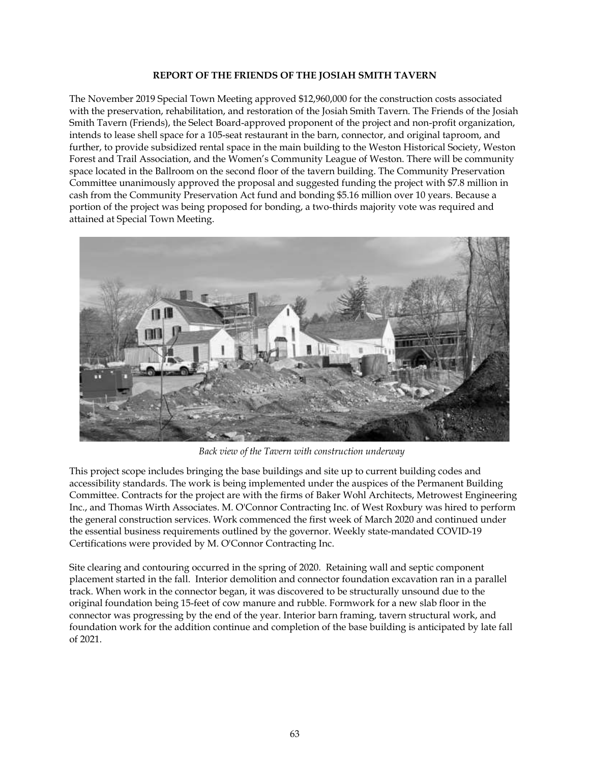## REPORT OF THE FRIENDS OF THE JOSIAH SMITH TAVERN

The November 2019 Special Town Meeting approved $12,960,000 for the construction costs associated with the preservation, rehabilitation, and restoration of the Josiah Smith Tavern. The Friends of the Josiah Smith Tavern (Friends), the Select Board-approved proponent of the project and non-profit organization, intends to lease shell space for a 105-seat restaurant in the barn, connector, and original taproom, and further, to provide subsidized rental space in the main building to the Weston Historical Society, Weston Forest and Trail Association, and the Women's Community League of Weston. There will be community space located in the Ballroom on the second floor of the tavern building. The Community Preservation Committee unanimously approved the proposal and suggested funding the project with $7.8 million in cash from the Community Preservation Act fund and bonding $5.16 million over 10 years. Because a portion of the project was being proposed for bonding, a two-thirds majority vote was required and attained at Special Town Meeting.

*Back view of the Tavern with construction underway*

This project scope includes bringing the base buildings and site up to current building codes and accessibility standards. The work is being implemented under the auspices of the Permanent Building Committee. Contracts for the project are with the firms of Baker Wohl Architects, Metrowest Engineering Inc., and Thomas Wirth Associates. M. O'Connor Contracting Inc. of West Roxbury was hired to perform the general construction services. Work commenced the first week of March 2020 and continued under the essential business requirements outlined by the governor. Weekly state-mandated COVID-19 Certifications were provided by M. O'Connor Contracting Inc.

Site clearing and contouring occurred in the spring of 2020. Retaining wall and septic component placement started in the fall. Interior demolition and connector foundation excavation ran in a parallel track. When work in the connector began, it was discovered to be structurally unsound due to the original foundation being 15-feet of cow manure and rubble. Formwork for a new slab floor in the connector was progressing by the end of the year. Interior barn framing, tavern structural work, and foundation work for the addition continue and completion of the base building is anticipated by late fall of 2021.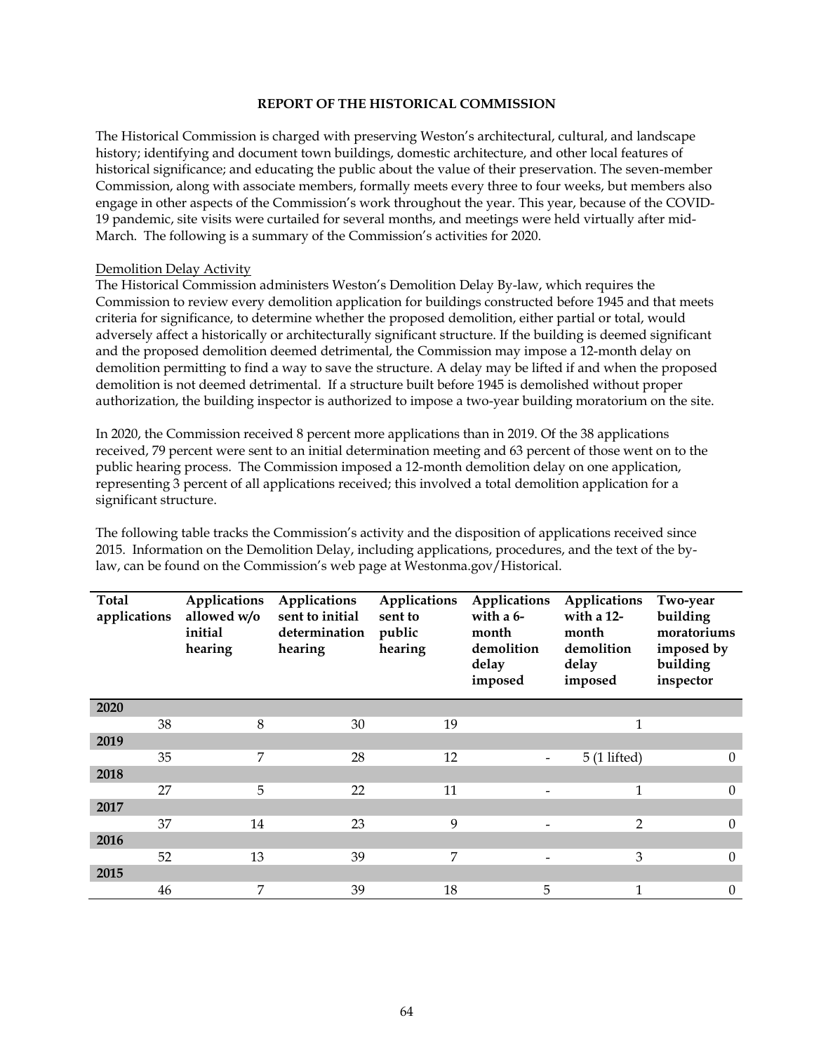## REPORT OF THE HISTORICAL COMMISSION

The Historical Commission is charged with preserving Weston's architectural, cultural, and landscape history; identifying and document town buildings, domestic architecture, and other local features of historical significance; and educating the public about the value of their preservation. The seven-member Commission, along with associate members, formally meets every three to four weeks, but members also engage in other aspects of the Commission's work throughout the year. This year, because of the COVID-19 pandemic, site visits were curtailed for several months, and meetings were held virtually after mid-March. The following is a summary of the Commission's activities for 2020.

### Demolition Delay Activity

The Historical Commission administers Weston's Demolition Delay By-law, which requires the Commission to review every demolition application for buildings constructed before 1945 and that meets criteria for significance, to determine whether the proposed demolition, either partial or total, would adversely affect a historically or architecturally significant structure. If the building is deemed significant and the proposed demolition deemed detrimental, the Commission may impose a 12-month delay on demolition permitting to find a way to save the structure. A delay may be lifted if and when the proposed demolition is not deemed detrimental. If a structure built before 1945 is demolished without proper authorization, the building inspector is authorized to impose a two-year building moratorium on the site.

In 2020, the Commission received 8 percent more applications than in 2019. Of the 38 applications received, 79 percent were sent to an initial determination meeting and 63 percent of those went on to the public hearing process. The Commission imposed a 12-month demolition delay on one application, representing 3 percent of all applications received; this involved a total demolition application for a significant structure.

The following table tracks the Commission's activity and the disposition of applications received since 2015. Information on the Demolition Delay, including applications, procedures, and the text of the by-law, can be found on the Commission's web page at Westonma.gov/Historical.

| Total applications | Applications allowed w/o initial hearing | Applications sent to initial determination hearing | Applications sent to public hearing | Applications with a 6-month demolition delay imposed | Applications with a 12-month demolition delay imposed | Two-year building moratoriums imposed by building inspector |
|---|---|---|---|---|---|---|
| **2020** | | | | | | |
| 38 | 8 | 30 | 19 | | 1 | |
| **2019** | | | | | | |
| 35 | 7 | 28 | 12 | - | 5 (1 lifted) | 0 |
| **2018** | | | | | | |
| 27 | 5 | 22 | 11 | - | 1 | 0 |
| **2017** | | | | | | |
| 37 | 14 | 23 | 9 | - | 2 | 0 |
| **2016** | | | | | | |
| 52 | 13 | 39 | 7 | - | 3 | 0 |
| **2015** | | | | | | |
| 46 | 7 | 39 | 18 | 5 | 1 | 0 |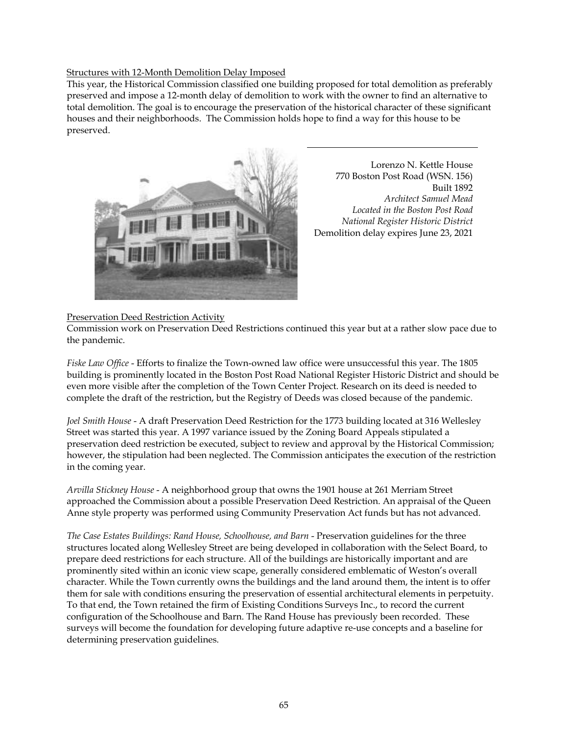Structures with 12-Month Demolition Delay Imposed

This year, the Historical Commission classified one building proposed for total demolition as preferably preserved and impose a 12-month delay of demolition to work with the owner to find an alternative to total demolition. The goal is to encourage the preservation of the historical character of these significant houses and their neighborhoods. The Commission holds hope to find a way for this house to be preserved.

Lorenzo N. Kettle House
770 Boston Post Road (WSN. 156)
Built 1892
*Architect Samuel Mead*
*Located in the Boston Post Road*
*National Register Historic District*
Demolition delay expires June 23, 2021

Preservation Deed Restriction Activity

Commission work on Preservation Deed Restrictions continued this year but at a rather slow pace due to the pandemic.

*Fiske Law Office* - Efforts to finalize the Town-owned law office were unsuccessful this year. The 1805 building is prominently located in the Boston Post Road National Register Historic District and should be even more visible after the completion of the Town Center Project. Research on its deed is needed to complete the draft of the restriction, but the Registry of Deeds was closed because of the pandemic.

*Joel Smith House* - A draft Preservation Deed Restriction for the 1773 building located at 316 Wellesley Street was started this year. A 1997 variance issued by the Zoning Board Appeals stipulated a preservation deed restriction be executed, subject to review and approval by the Historical Commission; however, the stipulation had been neglected. The Commission anticipates the execution of the restriction in the coming year.

*Arvilla Stickney House* - A neighborhood group that owns the 1901 house at 261 Merriam Street approached the Commission about a possible Preservation Deed Restriction. An appraisal of the Queen Anne style property was performed using Community Preservation Act funds but has not advanced.

*The Case Estates Buildings: Rand House, Schoolhouse, and Barn* - Preservation guidelines for the three structures located along Wellesley Street are being developed in collaboration with the Select Board, to prepare deed restrictions for each structure. All of the buildings are historically important and are prominently sited within an iconic view scape, generally considered emblematic of Weston's overall character. While the Town currently owns the buildings and the land around them, the intent is to offer them for sale with conditions ensuring the preservation of essential architectural elements in perpetuity. To that end, the Town retained the firm of Existing Conditions Surveys Inc., to record the current configuration of the Schoolhouse and Barn. The Rand House has previously been recorded. These surveys will become the foundation for developing future adaptive re-use concepts and a baseline for determining preservation guidelines.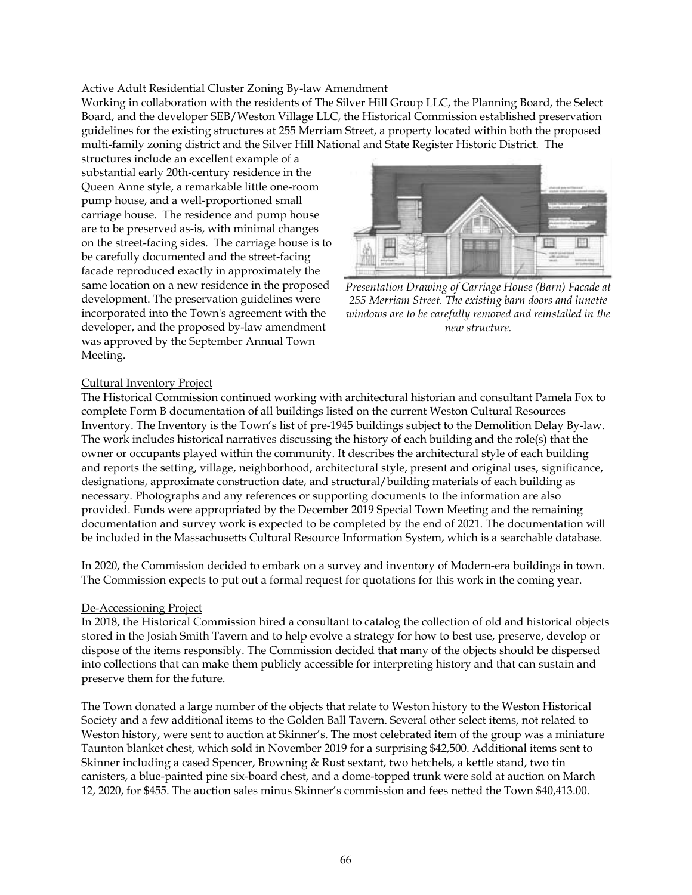## Active Adult Residential Cluster Zoning By-law Amendment

Working in collaboration with the residents of The Silver Hill Group LLC, the Planning Board, the Select Board, and the developer SEB/Weston Village LLC, the Historical Commission established preservation guidelines for the existing structures at 255 Merriam Street, a property located within both the proposed multi-family zoning district and the Silver Hill National and State Register Historic District. The structures include an excellent example of a substantial early 20th-century residence in the Queen Anne style, a remarkable little one-room pump house, and a well-proportioned small carriage house. The residence and pump house are to be preserved as-is, with minimal changes on the street-facing sides. The carriage house is to be carefully documented and the street-facing facade reproduced exactly in approximately the same location on a new residence in the proposed development. The preservation guidelines were incorporated into the Town's agreement with the developer, and the proposed by-law amendment was approved by the September Annual Town Meeting.

*Presentation Drawing of Carriage House (Barn) Facade at 255 Merriam Street. The existing barn doors and lunette windows are to be carefully removed and reinstalled in the new structure.*

## Cultural Inventory Project

The Historical Commission continued working with architectural historian and consultant Pamela Fox to complete Form B documentation of all buildings listed on the current Weston Cultural Resources Inventory. The Inventory is the Town's list of pre-1945 buildings subject to the Demolition Delay By-law. The work includes historical narratives discussing the history of each building and the role(s) that the owner or occupants played within the community. It describes the architectural style of each building and reports the setting, village, neighborhood, architectural style, present and original uses, significance, designations, approximate construction date, and structural/building materials of each building as necessary. Photographs and any references or supporting documents to the information are also provided. Funds were appropriated by the December 2019 Special Town Meeting and the remaining documentation and survey work is expected to be completed by the end of 2021. The documentation will be included in the Massachusetts Cultural Resource Information System, which is a searchable database.

In 2020, the Commission decided to embark on a survey and inventory of Modern-era buildings in town. The Commission expects to put out a formal request for quotations for this work in the coming year.

## De-Accessioning Project

In 2018, the Historical Commission hired a consultant to catalog the collection of old and historical objects stored in the Josiah Smith Tavern and to help evolve a strategy for how to best use, preserve, develop or dispose of the items responsibly. The Commission decided that many of the objects should be dispersed into collections that can make them publicly accessible for interpreting history and that can sustain and preserve them for the future.

The Town donated a large number of the objects that relate to Weston history to the Weston Historical Society and a few additional items to the Golden Ball Tavern. Several other select items, not related to Weston history, were sent to auction at Skinner's. The most celebrated item of the group was a miniature Taunton blanket chest, which sold in November 2019 for a surprising $42,500. Additional items sent to Skinner including a cased Spencer, Browning & Rust sextant, two hetchels, a kettle stand, two tin canisters, a blue-painted pine six-board chest, and a dome-topped trunk were sold at auction on March 12, 2020, for $455. The auction sales minus Skinner's commission and fees netted the Town $40,413.00.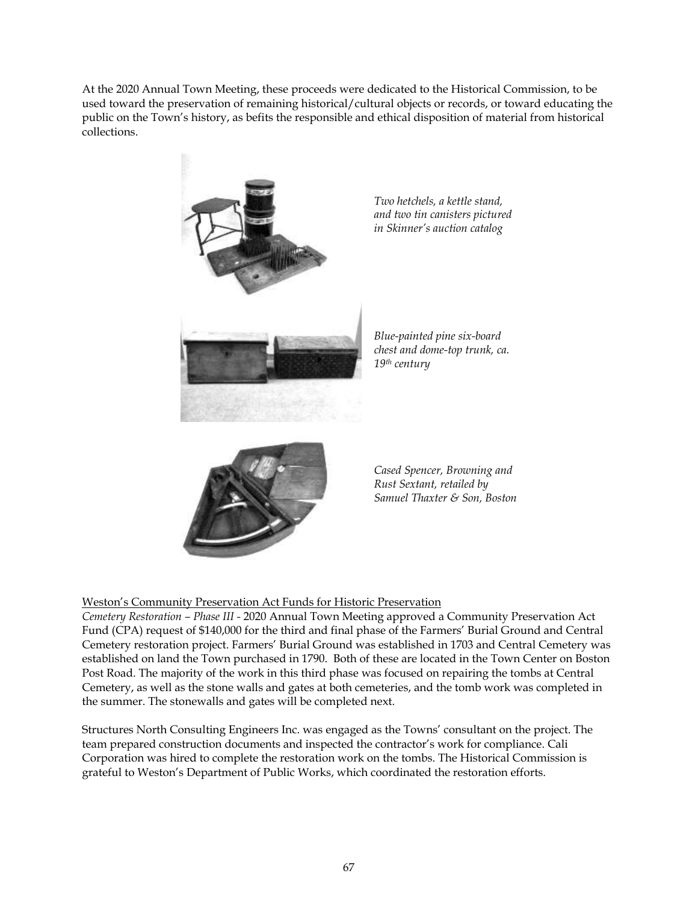At the 2020 Annual Town Meeting, these proceeds were dedicated to the Historical Commission, to be used toward the preservation of remaining historical/cultural objects or records, or toward educating the public on the Town's history, as befits the responsible and ethical disposition of material from historical collections.

*Two hetchels, a kettle stand, and two tin canisters pictured in Skinner's auction catalog*

*Blue-painted pine six-board chest and dome-top trunk, ca. 19th century*

*Cased Spencer, Browning and Rust Sextant, retailed by Samuel Thaxter & Son, Boston*

Weston's Community Preservation Act Funds for Historic Preservation

*Cemetery Restoration – Phase III -* 2020 Annual Town Meeting approved a Community Preservation Act Fund (CPA) request of $140,000 for the third and final phase of the Farmers' Burial Ground and Central Cemetery restoration project. Farmers' Burial Ground was established in 1703 and Central Cemetery was established on land the Town purchased in 1790. Both of these are located in the Town Center on Boston Post Road. The majority of the work in this third phase was focused on repairing the tombs at Central Cemetery, as well as the stone walls and gates at both cemeteries, and the tomb work was completed in the summer. The stonewalls and gates will be completed next.

Structures North Consulting Engineers Inc. was engaged as the Towns' consultant on the project. The team prepared construction documents and inspected the contractor's work for compliance. Cali Corporation was hired to complete the restoration work on the tombs. The Historical Commission is grateful to Weston's Department of Public Works, which coordinated the restoration efforts.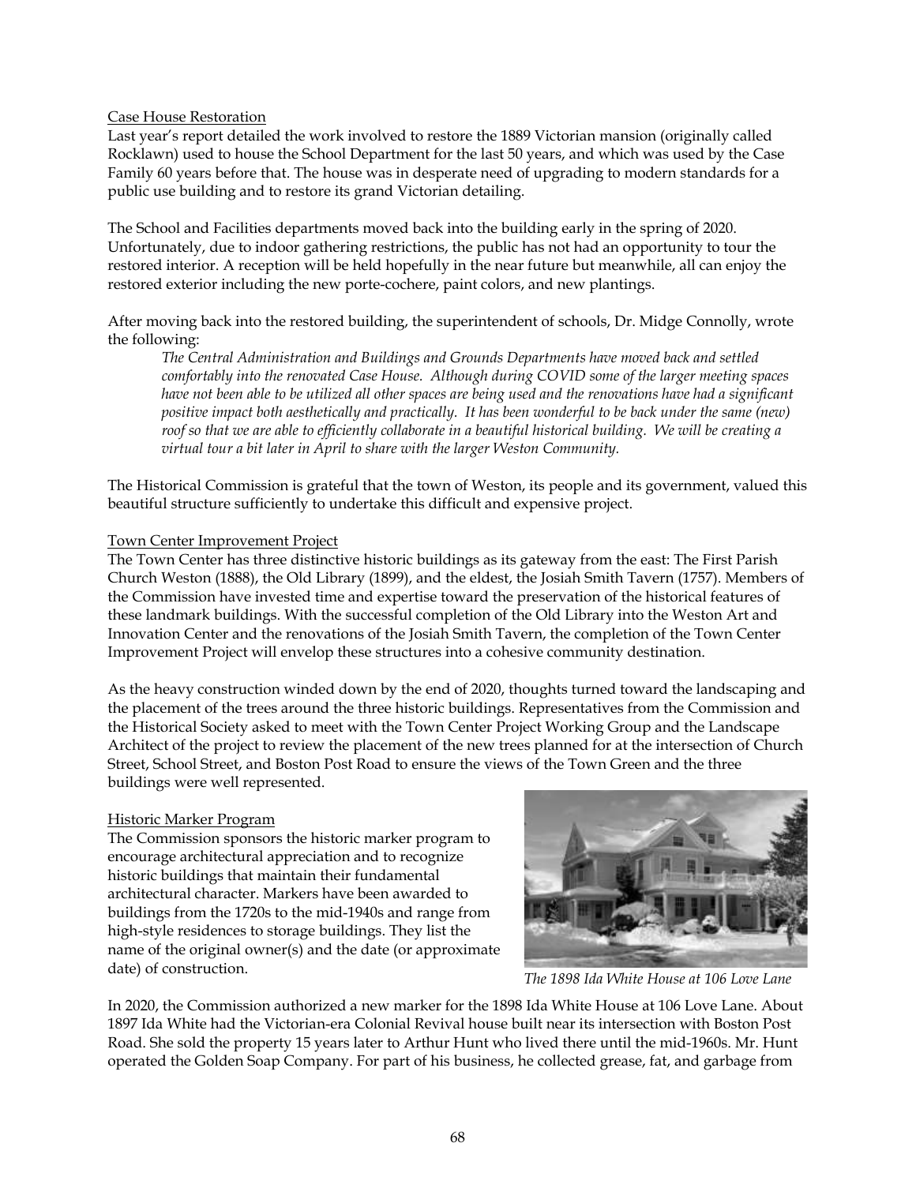Case House Restoration

Last year's report detailed the work involved to restore the 1889 Victorian mansion (originally called Rocklawn) used to house the School Department for the last 50 years, and which was used by the Case Family 60 years before that. The house was in desperate need of upgrading to modern standards for a public use building and to restore its grand Victorian detailing.

The School and Facilities departments moved back into the building early in the spring of 2020. Unfortunately, due to indoor gathering restrictions, the public has not had an opportunity to tour the restored interior. A reception will be held hopefully in the near future but meanwhile, all can enjoy the restored exterior including the new porte-cochere, paint colors, and new plantings.

After moving back into the restored building, the superintendent of schools, Dr. Midge Connolly, wrote the following:

> *The Central Administration and Buildings and Grounds Departments have moved back and settled comfortably into the renovated Case House. Although during COVID some of the larger meeting spaces have not been able to be utilized all other spaces are being used and the renovations have had a significant positive impact both aesthetically and practically. It has been wonderful to be back under the same (new) roof so that we are able to efficiently collaborate in a beautiful historical building. We will be creating a virtual tour a bit later in April to share with the larger Weston Community.*

The Historical Commission is grateful that the town of Weston, its people and its government, valued this beautiful structure sufficiently to undertake this difficult and expensive project.

Town Center Improvement Project

The Town Center has three distinctive historic buildings as its gateway from the east: The First Parish Church Weston (1888), the Old Library (1899), and the eldest, the Josiah Smith Tavern (1757). Members of the Commission have invested time and expertise toward the preservation of the historical features of these landmark buildings. With the successful completion of the Old Library into the Weston Art and Innovation Center and the renovations of the Josiah Smith Tavern, the completion of the Town Center Improvement Project will envelop these structures into a cohesive community destination.

As the heavy construction winded down by the end of 2020, thoughts turned toward the landscaping and the placement of the trees around the three historic buildings. Representatives from the Commission and the Historical Society asked to meet with the Town Center Project Working Group and the Landscape Architect of the project to review the placement of the new trees planned for at the intersection of Church Street, School Street, and Boston Post Road to ensure the views of the Town Green and the three buildings were well represented.

Historic Marker Program

The Commission sponsors the historic marker program to encourage architectural appreciation and to recognize historic buildings that maintain their fundamental architectural character. Markers have been awarded to buildings from the 1720s to the mid-1940s and range from high-style residences to storage buildings. They list the name of the original owner(s) and the date (or approximate date) of construction.

*The 1898 Ida White House at 106 Love Lane*

In 2020, the Commission authorized a new marker for the 1898 Ida White House at 106 Love Lane. About 1897 Ida White had the Victorian-era Colonial Revival house built near its intersection with Boston Post Road. She sold the property 15 years later to Arthur Hunt who lived there until the mid-1960s. Mr. Hunt operated the Golden Soap Company. For part of his business, he collected grease, fat, and garbage from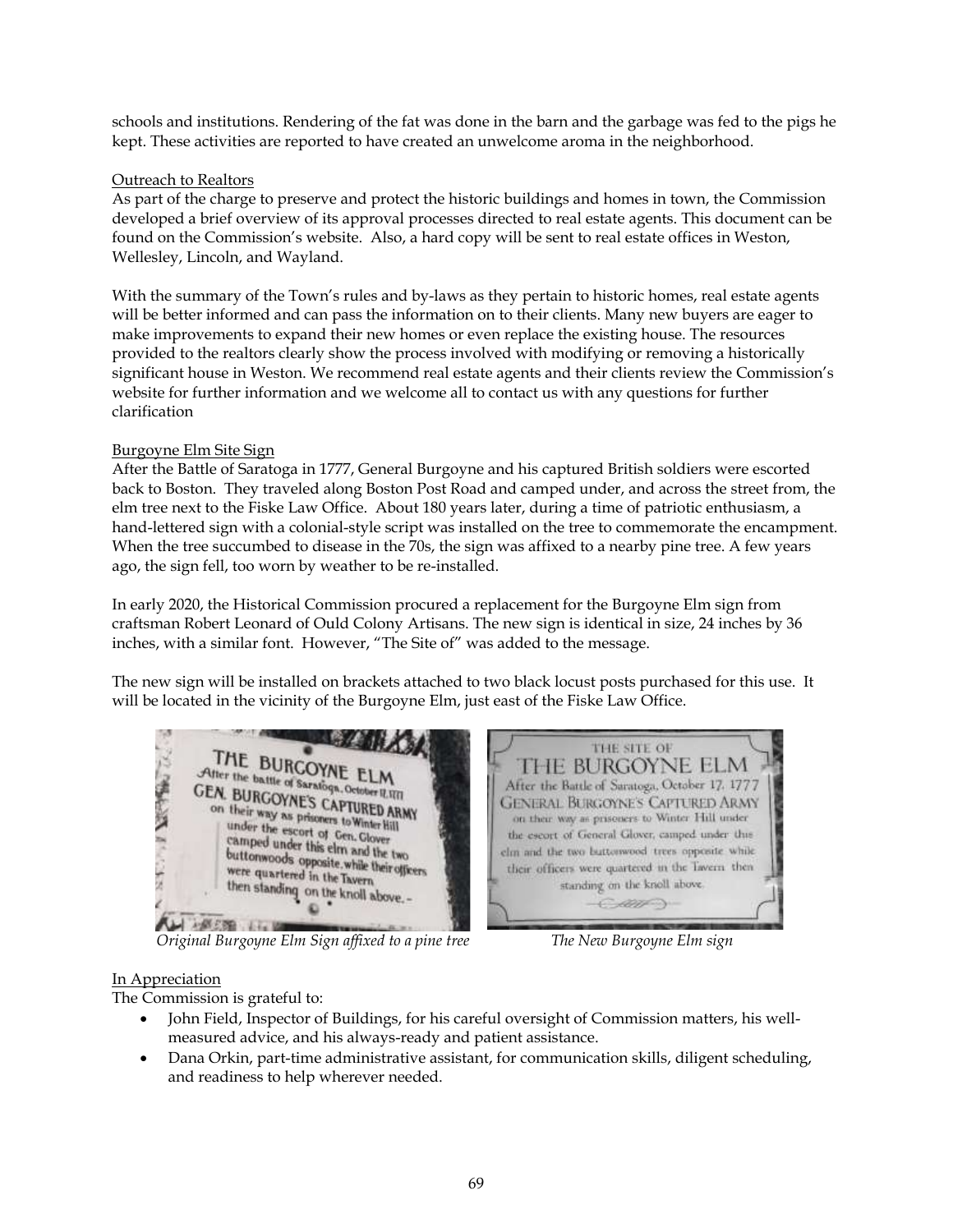schools and institutions. Rendering of the fat was done in the barn and the garbage was fed to the pigs he kept. These activities are reported to have created an unwelcome aroma in the neighborhood.

## Outreach to Realtors

As part of the charge to preserve and protect the historic buildings and homes in town, the Commission developed a brief overview of its approval processes directed to real estate agents. This document can be found on the Commission's website. Also, a hard copy will be sent to real estate offices in Weston, Wellesley, Lincoln, and Wayland.

With the summary of the Town's rules and by-laws as they pertain to historic homes, real estate agents will be better informed and can pass the information on to their clients. Many new buyers are eager to make improvements to expand their new homes or even replace the existing house. The resources provided to the realtors clearly show the process involved with modifying or removing a historically significant house in Weston. We recommend real estate agents and their clients review the Commission's website for further information and we welcome all to contact us with any questions for further clarification

## Burgoyne Elm Site Sign

After the Battle of Saratoga in 1777, General Burgoyne and his captured British soldiers were escorted back to Boston. They traveled along Boston Post Road and camped under, and across the street from, the elm tree next to the Fiske Law Office. About 180 years later, during a time of patriotic enthusiasm, a hand-lettered sign with a colonial-style script was installed on the tree to commemorate the encampment. When the tree succumbed to disease in the 70s, the sign was affixed to a nearby pine tree. A few years ago, the sign fell, too worn by weather to be re-installed.

In early 2020, the Historical Commission procured a replacement for the Burgoyne Elm sign from craftsman Robert Leonard of Ould Colony Artisans. The new sign is identical in size, 24 inches by 36 inches, with a similar font. However, "The Site of" was added to the message.

The new sign will be installed on brackets attached to two black locust posts purchased for this use. It will be located in the vicinity of the Burgoyne Elm, just east of the Fiske Law Office.

*Original Burgoyne Elm Sign affixed to a pine tree*

*The New Burgoyne Elm sign*

## In Appreciation

The Commission is grateful to:

- John Field, Inspector of Buildings, for his careful oversight of Commission matters, his well-measured advice, and his always-ready and patient assistance.
- Dana Orkin, part-time administrative assistant, for communication skills, diligent scheduling, and readiness to help wherever needed.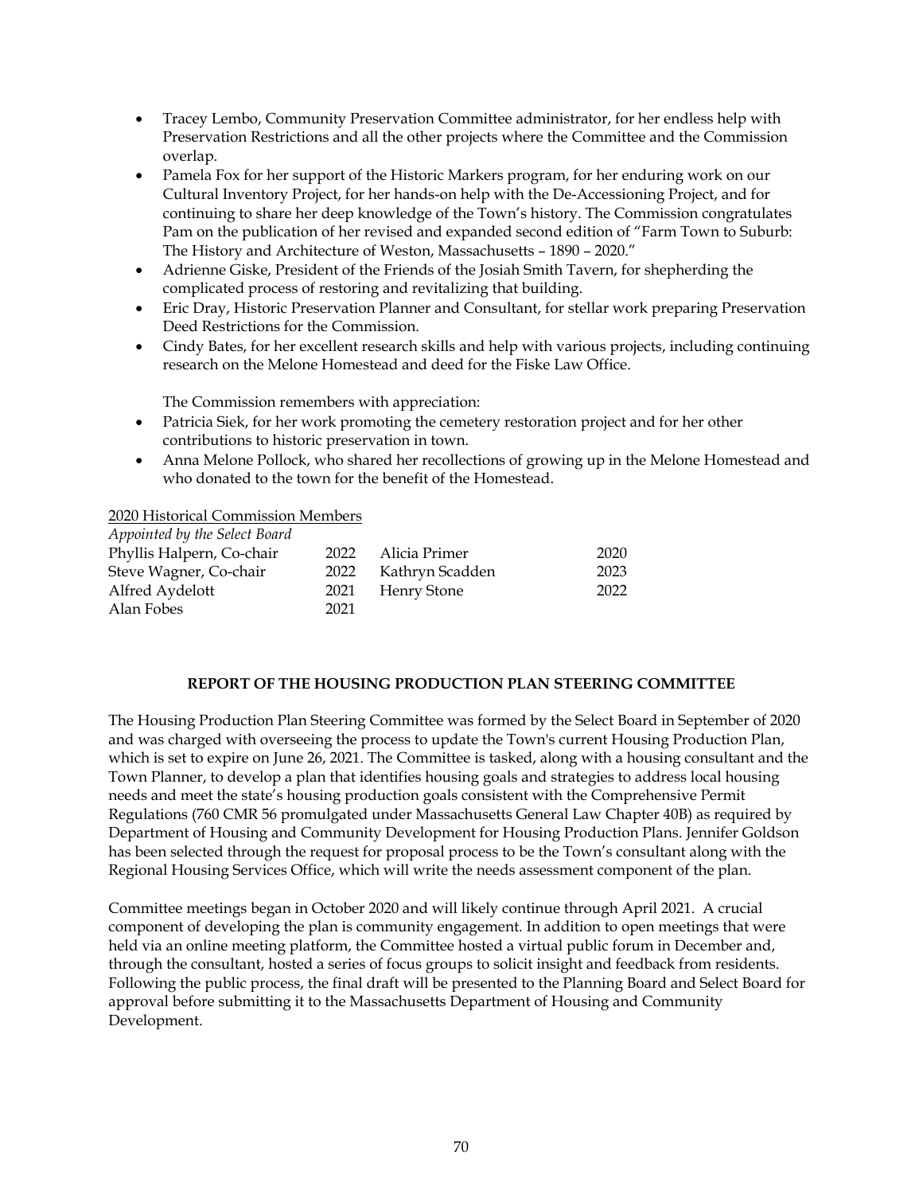- Tracey Lembo, Community Preservation Committee administrator, for her endless help with Preservation Restrictions and all the other projects where the Committee and the Commission overlap.
- Pamela Fox for her support of the Historic Markers program, for her enduring work on our Cultural Inventory Project, for her hands-on help with the De-Accessioning Project, and for continuing to share her deep knowledge of the Town's history. The Commission congratulates Pam on the publication of her revised and expanded second edition of "Farm Town to Suburb: The History and Architecture of Weston, Massachusetts – 1890 – 2020."
- Adrienne Giske, President of the Friends of the Josiah Smith Tavern, for shepherding the complicated process of restoring and revitalizing that building.
- Eric Dray, Historic Preservation Planner and Consultant, for stellar work preparing Preservation Deed Restrictions for the Commission.
- Cindy Bates, for her excellent research skills and help with various projects, including continuing research on the Melone Homestead and deed for the Fiske Law Office.

The Commission remembers with appreciation:

- Patricia Siek, for her work promoting the cemetery restoration project and for her other contributions to historic preservation in town.
- Anna Melone Pollock, who shared her recollections of growing up in the Melone Homestead and who donated to the town for the benefit of the Homestead.

2020 Historical Commission Members

*Appointed by the Select Board*

| | | | |
|---|---|---|---|
| Phyllis Halpern, Co-chair | 2022 | Alicia Primer | 2020 |
| Steve Wagner, Co-chair | 2022 | Kathryn Scadden | 2023 |
| Alfred Aydelott | 2021 | Henry Stone | 2022 |
| Alan Fobes | 2021 | | |

## REPORT OF THE HOUSING PRODUCTION PLAN STEERING COMMITTEE

The Housing Production Plan Steering Committee was formed by the Select Board in September of 2020 and was charged with overseeing the process to update the Town's current Housing Production Plan, which is set to expire on June 26, 2021. The Committee is tasked, along with a housing consultant and the Town Planner, to develop a plan that identifies housing goals and strategies to address local housing needs and meet the state's housing production goals consistent with the Comprehensive Permit Regulations (760 CMR 56 promulgated under Massachusetts General Law Chapter 40B) as required by Department of Housing and Community Development for Housing Production Plans. Jennifer Goldson has been selected through the request for proposal process to be the Town's consultant along with the Regional Housing Services Office, which will write the needs assessment component of the plan.

Committee meetings began in October 2020 and will likely continue through April 2021. A crucial component of developing the plan is community engagement. In addition to open meetings that were held via an online meeting platform, the Committee hosted a virtual public forum in December and, through the consultant, hosted a series of focus groups to solicit insight and feedback from residents. Following the public process, the final draft will be presented to the Planning Board and Select Board for approval before submitting it to the Massachusetts Department of Housing and Community Development.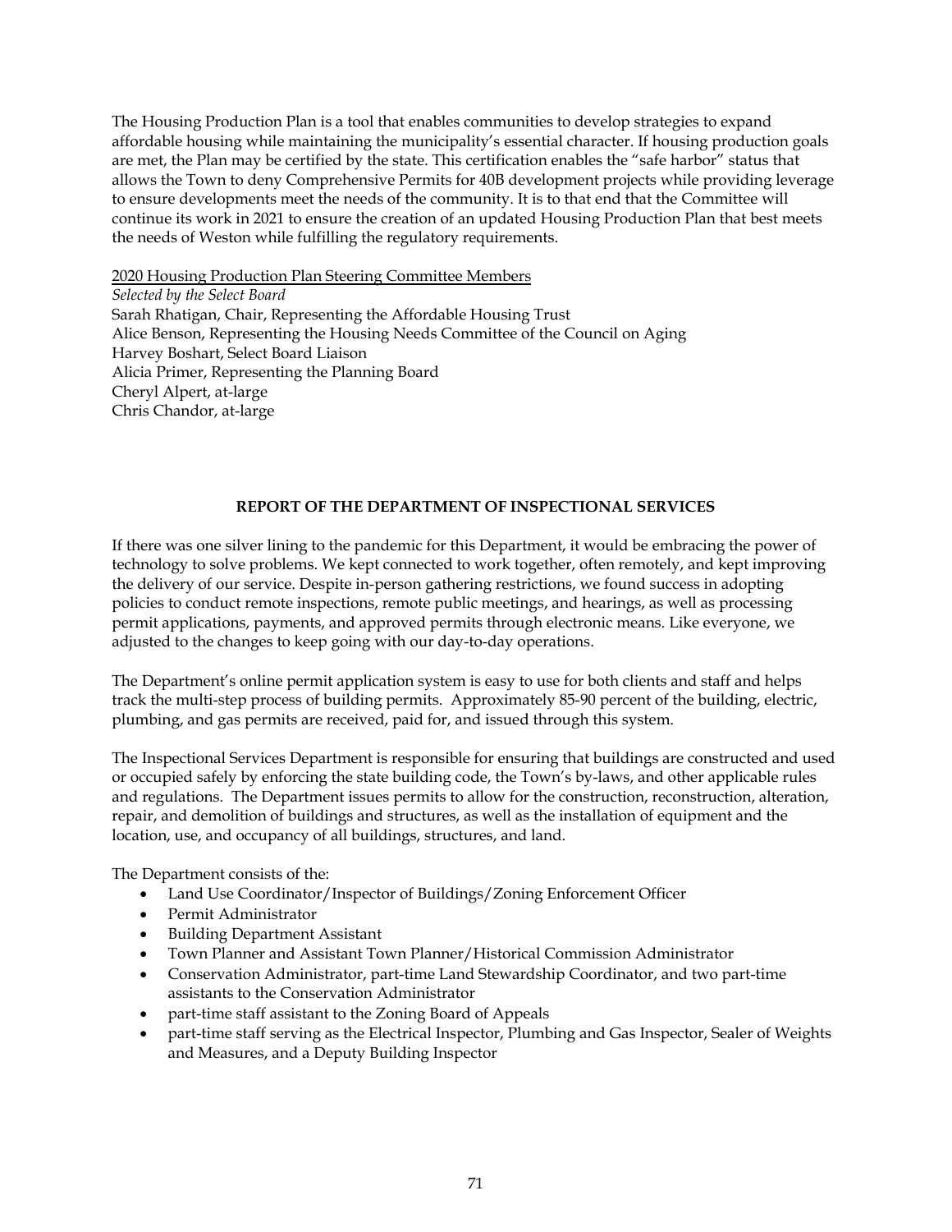The Housing Production Plan is a tool that enables communities to develop strategies to expand affordable housing while maintaining the municipality's essential character. If housing production goals are met, the Plan may be certified by the state. This certification enables the "safe harbor" status that allows the Town to deny Comprehensive Permits for 40B development projects while providing leverage to ensure developments meet the needs of the community. It is to that end that the Committee will continue its work in 2021 to ensure the creation of an updated Housing Production Plan that best meets the needs of Weston while fulfilling the regulatory requirements.

<u>2020 Housing Production Plan Steering Committee Members</u>
*Selected by the Select Board*
Sarah Rhatigan, Chair, Representing the Affordable Housing Trust
Alice Benson, Representing the Housing Needs Committee of the Council on Aging
Harvey Boshart, Select Board Liaison
Alicia Primer, Representing the Planning Board
Cheryl Alpert, at-large
Chris Chandor, at-large

## REPORT OF THE DEPARTMENT OF INSPECTIONAL SERVICES

If there was one silver lining to the pandemic for this Department, it would be embracing the power of technology to solve problems. We kept connected to work together, often remotely, and kept improving the delivery of our service. Despite in-person gathering restrictions, we found success in adopting policies to conduct remote inspections, remote public meetings, and hearings, as well as processing permit applications, payments, and approved permits through electronic means. Like everyone, we adjusted to the changes to keep going with our day-to-day operations.

The Department's online permit application system is easy to use for both clients and staff and helps track the multi-step process of building permits. Approximately 85-90 percent of the building, electric, plumbing, and gas permits are received, paid for, and issued through this system.

The Inspectional Services Department is responsible for ensuring that buildings are constructed and used or occupied safely by enforcing the state building code, the Town's by-laws, and other applicable rules and regulations. The Department issues permits to allow for the construction, reconstruction, alteration, repair, and demolition of buildings and structures, as well as the installation of equipment and the location, use, and occupancy of all buildings, structures, and land.

The Department consists of the:

- Land Use Coordinator/Inspector of Buildings/Zoning Enforcement Officer
- Permit Administrator
- Building Department Assistant
- Town Planner and Assistant Town Planner/Historical Commission Administrator
- Conservation Administrator, part-time Land Stewardship Coordinator, and two part-time assistants to the Conservation Administrator
- part-time staff assistant to the Zoning Board of Appeals
- part-time staff serving as the Electrical Inspector, Plumbing and Gas Inspector, Sealer of Weights and Measures, and a Deputy Building Inspector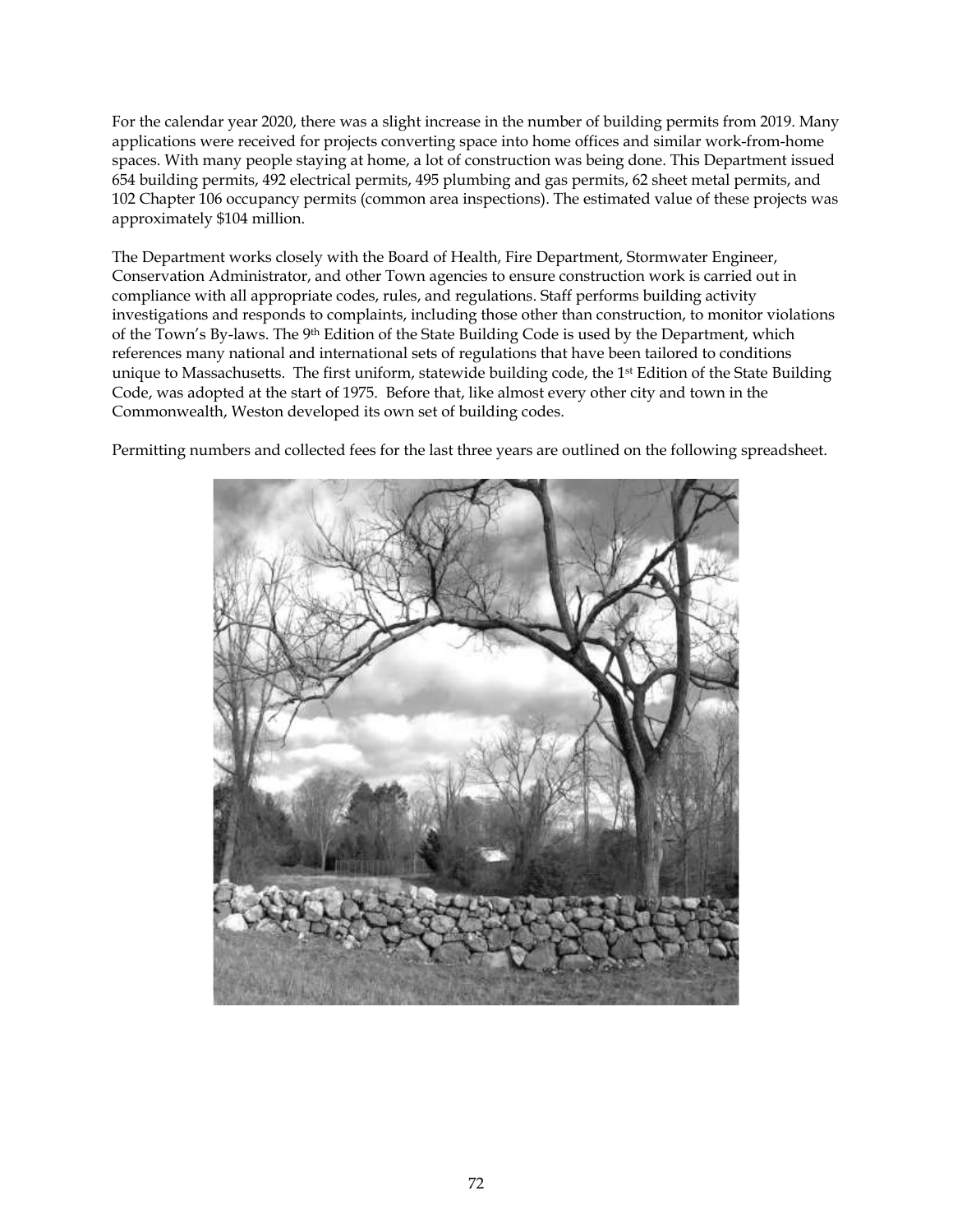For the calendar year 2020, there was a slight increase in the number of building permits from 2019. Many applications were received for projects converting space into home offices and similar work-from-home spaces. With many people staying at home, a lot of construction was being done. This Department issued 654 building permits, 492 electrical permits, 495 plumbing and gas permits, 62 sheet metal permits, and 102 Chapter 106 occupancy permits (common area inspections). The estimated value of these projects was approximately $104 million.

The Department works closely with the Board of Health, Fire Department, Stormwater Engineer, Conservation Administrator, and other Town agencies to ensure construction work is carried out in compliance with all appropriate codes, rules, and regulations. Staff performs building activity investigations and responds to complaints, including those other than construction, to monitor violations of the Town's By-laws. The 9th Edition of the State Building Code is used by the Department, which references many national and international sets of regulations that have been tailored to conditions unique to Massachusetts. The first uniform, statewide building code, the 1st Edition of the State Building Code, was adopted at the start of 1975. Before that, like almost every other city and town in the Commonwealth, Weston developed its own set of building codes.

Permitting numbers and collected fees for the last three years are outlined on the following spreadsheet.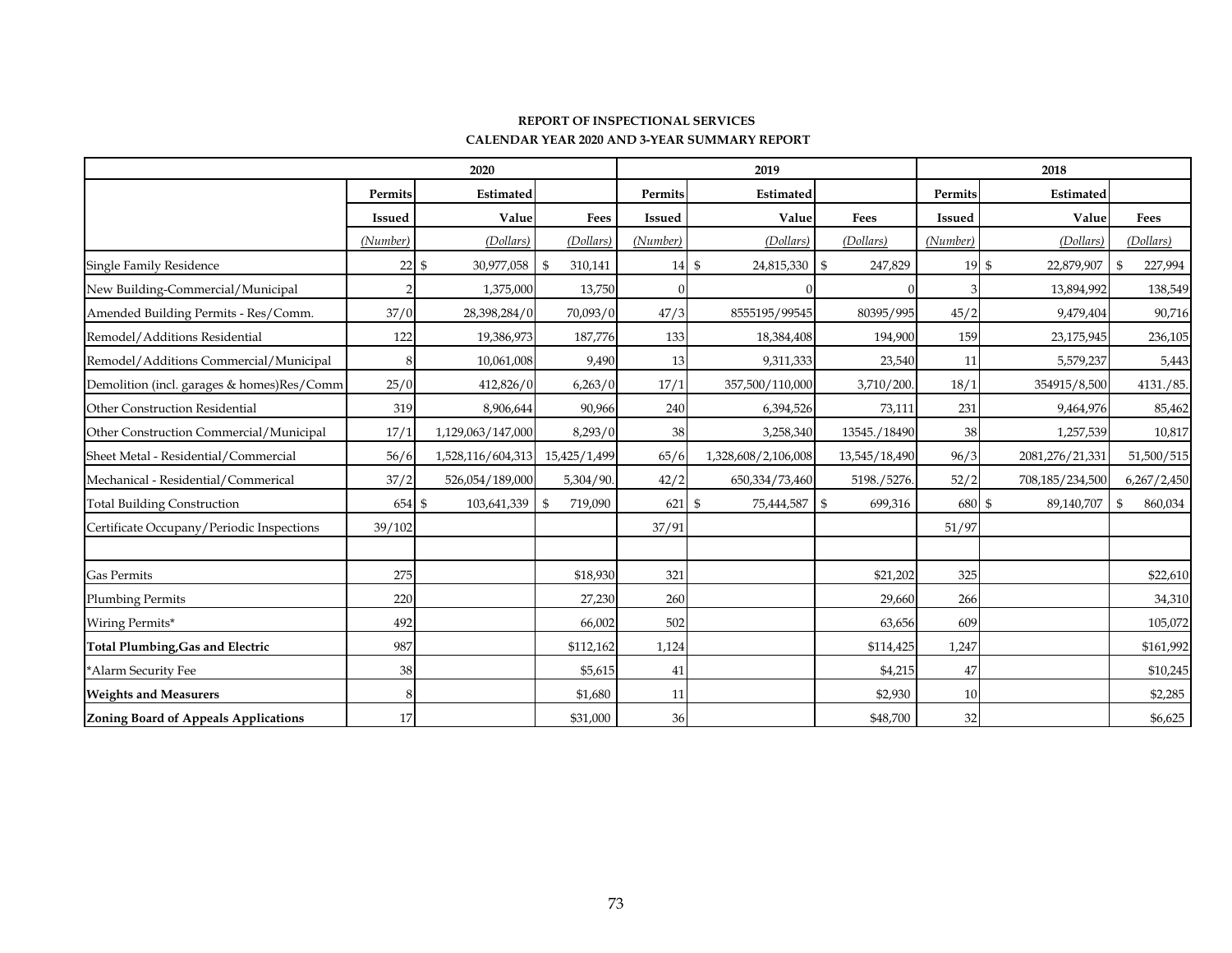**REPORT OF INSPECTIONAL SERVICES**

**CALENDAR YEAR 2020 AND 3-YEAR SUMMARY REPORT**

| | 2020 | | | 2019 | | | 2018 | | |
|---|---|---|---|---|---|---|---|---|---|
| | **Permits Issued** | **Estimated Value** | **Fees** | **Permits Issued** | **Estimated Value** | **Fees** | **Permits Issued** | **Estimated Value** | **Fees** |
| | *(Number)* | *(Dollars)* | *(Dollars)* | *(Number)* | *(Dollars)* | *(Dollars)* | *(Number)* | *(Dollars)* | *(Dollars)* |
| Single Family Residence | 22 | $ 30,977,058 | $ 310,141 | 14 | $ 24,815,330 | $ 247,829 | 19 | $ 22,879,907 | $ 227,994 |
| New Building-Commercial/Municipal | 2 | 1,375,000 | 13,750 | 0 | 0 | 0 | 3 | 13,894,992 | 138,549 |
| Amended Building Permits - Res/Comm. | 37/0 | 28,398,284/0 | 70,093/0 | 47/3 | 8555195/99545 | 80395/995 | 45/2 | 9,479,404 | 90,716 |
| Remodel/Additions Residential | 122 | 19,386,973 | 187,776 | 133 | 18,384,408 | 194,900 | 159 | 23,175,945 | 236,105 |
| Remodel/Additions Commercial/Municipal | 8 | 10,061,008 | 9,490 | 13 | 9,311,333 | 23,540 | 11 | 5,579,237 | 5,443 |
| Demolition (incl. garages & homes)Res/Comm | 25/0 | 412,826/0 | 6,263/0 | 17/1 | 357,500/110,000 | 3,710/200. | 18/1 | 354915/8,500 | 4131./85. |
| Other Construction Residential | 319 | 8,906,644 | 90,966 | 240 | 6,394,526 | 73,111 | 231 | 9,464,976 | 85,462 |
| Other Construction Commercial/Municipal | 17/1 | 1,129,063/147,000 | 8,293/0 | 38 | 3,258,340 | 13545./18490 | 38 | 1,257,539 | 10,817 |
| Sheet Metal - Residential/Commercial | 56/6 | 1,528,116/604,313 | 15,425/1,499 | 65/6 | 1,328,608/2,106,008 | 13,545/18,490 | 96/3 | 2081,276/21,331 | 51,500/515 |
| Mechanical - Residential/Commerical | 37/2 | 526,054/189,000 | 5,304/90. | 42/2 | 650,334/73,460 | 5198./5276. | 52/2 | 708,185/234,500 | 6,267/2,450 |
| Total Building Construction | 654 | $ 103,641,339 | $ 719,090 | 621 | $ 75,444,587 | $ 699,316 | 680 | $ 89,140,707 | $ 860,034 |
| Certificate Occupany/Periodic Inspections | 39/102 | | | 37/91 | | | 51/97 | | |
| | | | | | | | | | |
| Gas Permits | 275 | | $18,930 | 321 | | $21,202 | 325 | | $22,610 |
| Plumbing Permits | 220 | | 27,230 | 260 | | 29,660 | 266 | | 34,310 |
| Wiring Permits* | 492 | | 66,002 | 502 | | 63,656 | 609 | | 105,072 |
| **Total Plumbing,Gas and Electric** | 987 | | $112,162 | 1,124 | | $114,425 | 1,247 | | $161,992 |
| *Alarm Security Fee | 38 | | $5,615 | 41 | | $4,215 | 47 | | $10,245 |
| **Weights and Measurers** | 8 | | $1,680 | 11 | | $2,930 | 10 | | $2,285 |
| **Zoning Board of Appeals Applications** | 17 | | $31,000 | 36 | | $48,700 | 32 | | $6,625 |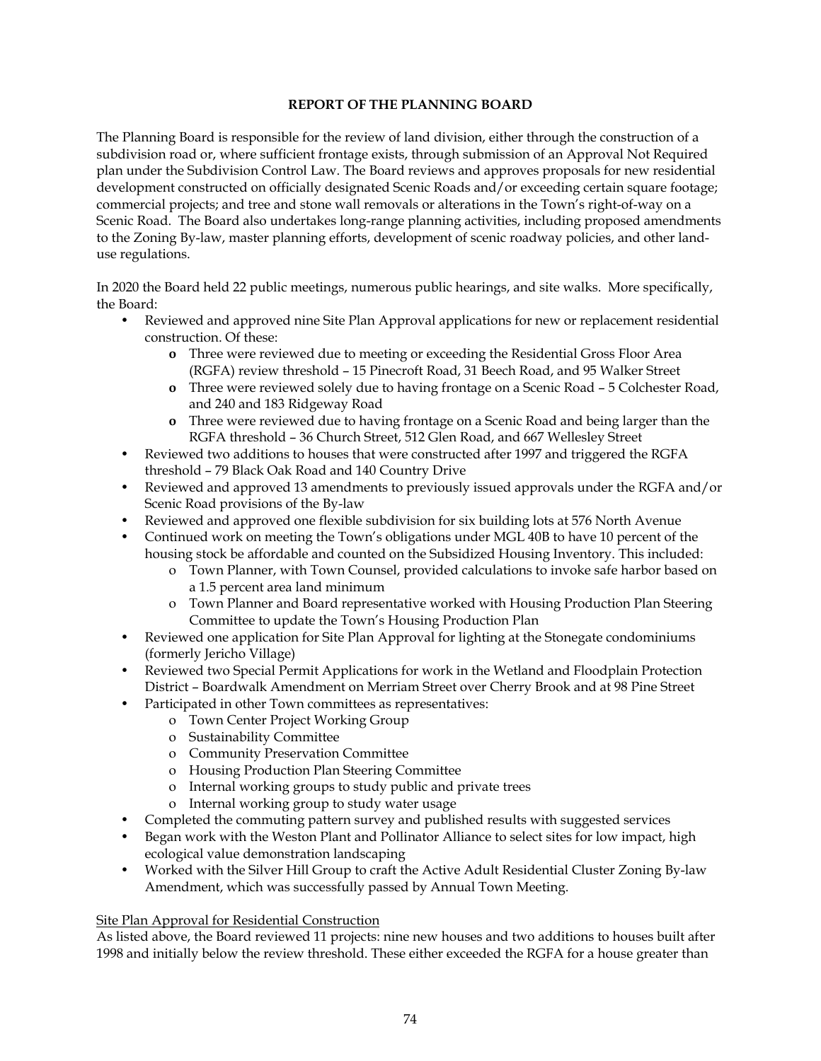## REPORT OF THE PLANNING BOARD

The Planning Board is responsible for the review of land division, either through the construction of a subdivision road or, where sufficient frontage exists, through submission of an Approval Not Required plan under the Subdivision Control Law. The Board reviews and approves proposals for new residential development constructed on officially designated Scenic Roads and/or exceeding certain square footage; commercial projects; and tree and stone wall removals or alterations in the Town's right-of-way on a Scenic Road. The Board also undertakes long-range planning activities, including proposed amendments to the Zoning By-law, master planning efforts, development of scenic roadway policies, and other land-use regulations.

In 2020 the Board held 22 public meetings, numerous public hearings, and site walks. More specifically, the Board:

- Reviewed and approved nine Site Plan Approval applications for new or replacement residential construction. Of these:
  - Three were reviewed due to meeting or exceeding the Residential Gross Floor Area (RGFA) review threshold – 15 Pinecroft Road, 31 Beech Road, and 95 Walker Street
  - Three were reviewed solely due to having frontage on a Scenic Road – 5 Colchester Road, and 240 and 183 Ridgeway Road
  - Three were reviewed due to having frontage on a Scenic Road and being larger than the RGFA threshold – 36 Church Street, 512 Glen Road, and 667 Wellesley Street
- Reviewed two additions to houses that were constructed after 1997 and triggered the RGFA threshold – 79 Black Oak Road and 140 Country Drive
- Reviewed and approved 13 amendments to previously issued approvals under the RGFA and/or Scenic Road provisions of the By-law
- Reviewed and approved one flexible subdivision for six building lots at 576 North Avenue
- Continued work on meeting the Town's obligations under MGL 40B to have 10 percent of the housing stock be affordable and counted on the Subsidized Housing Inventory. This included:
  - Town Planner, with Town Counsel, provided calculations to invoke safe harbor based on a 1.5 percent area land minimum
  - Town Planner and Board representative worked with Housing Production Plan Steering Committee to update the Town's Housing Production Plan
- Reviewed one application for Site Plan Approval for lighting at the Stonegate condominiums (formerly Jericho Village)
- Reviewed two Special Permit Applications for work in the Wetland and Floodplain Protection District – Boardwalk Amendment on Merriam Street over Cherry Brook and at 98 Pine Street
- Participated in other Town committees as representatives:
  - Town Center Project Working Group
  - Sustainability Committee
  - Community Preservation Committee
  - Housing Production Plan Steering Committee
  - Internal working groups to study public and private trees
  - Internal working group to study water usage
- Completed the commuting pattern survey and published results with suggested services
- Began work with the Weston Plant and Pollinator Alliance to select sites for low impact, high ecological value demonstration landscaping
- Worked with the Silver Hill Group to craft the Active Adult Residential Cluster Zoning By-law Amendment, which was successfully passed by Annual Town Meeting.

<u>Site Plan Approval for Residential Construction</u>

As listed above, the Board reviewed 11 projects: nine new houses and two additions to houses built after 1998 and initially below the review threshold. These either exceeded the RGFA for a house greater than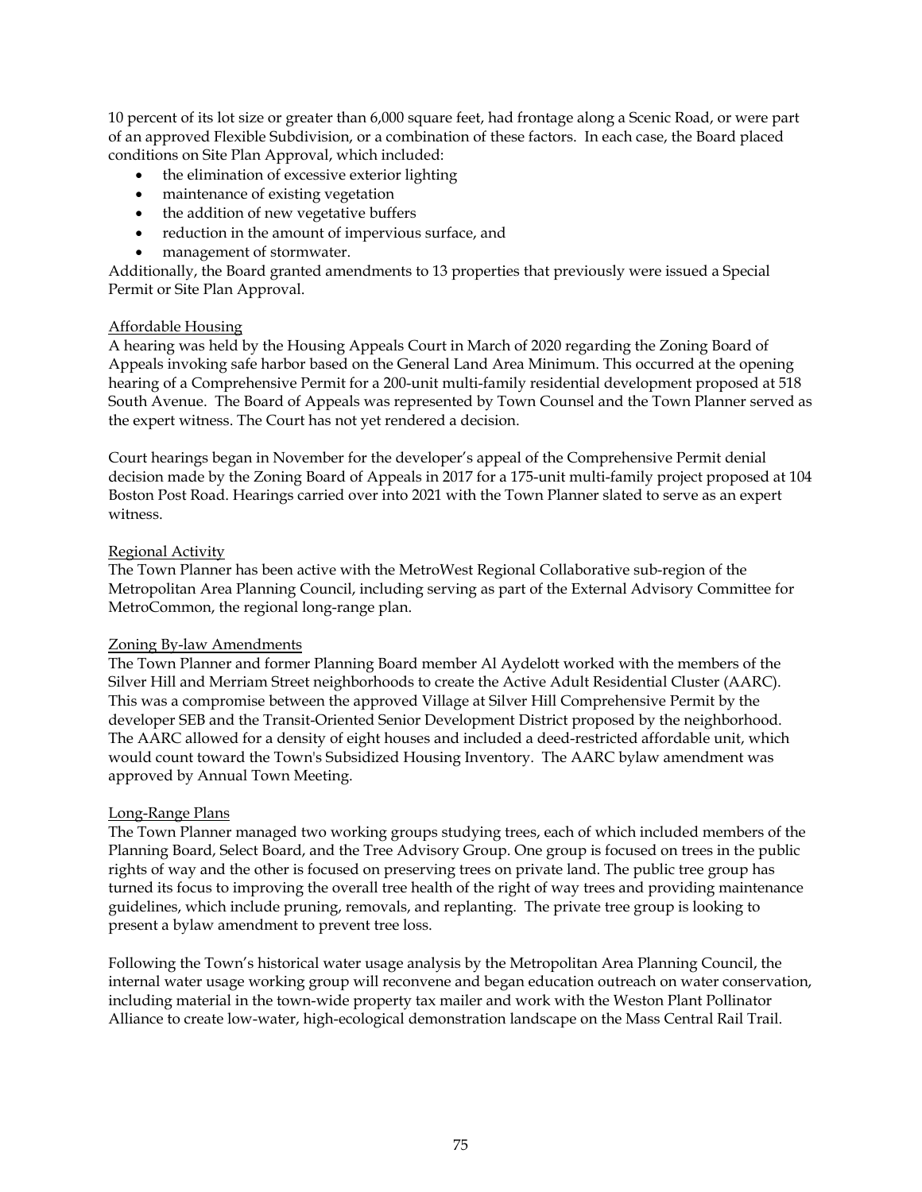10 percent of its lot size or greater than 6,000 square feet, had frontage along a Scenic Road, or were part of an approved Flexible Subdivision, or a combination of these factors. In each case, the Board placed conditions on Site Plan Approval, which included:

- the elimination of excessive exterior lighting
- maintenance of existing vegetation
- the addition of new vegetative buffers
- reduction in the amount of impervious surface, and
- management of stormwater.

Additionally, the Board granted amendments to 13 properties that previously were issued a Special Permit or Site Plan Approval.

<u>Affordable Housing</u>

A hearing was held by the Housing Appeals Court in March of 2020 regarding the Zoning Board of Appeals invoking safe harbor based on the General Land Area Minimum. This occurred at the opening hearing of a Comprehensive Permit for a 200-unit multi-family residential development proposed at 518 South Avenue. The Board of Appeals was represented by Town Counsel and the Town Planner served as the expert witness. The Court has not yet rendered a decision.

Court hearings began in November for the developer's appeal of the Comprehensive Permit denial decision made by the Zoning Board of Appeals in 2017 for a 175-unit multi-family project proposed at 104 Boston Post Road. Hearings carried over into 2021 with the Town Planner slated to serve as an expert witness.

<u>Regional Activity</u>

The Town Planner has been active with the MetroWest Regional Collaborative sub-region of the Metropolitan Area Planning Council, including serving as part of the External Advisory Committee for MetroCommon, the regional long-range plan.

<u>Zoning By-law Amendments</u>

The Town Planner and former Planning Board member Al Aydelott worked with the members of the Silver Hill and Merriam Street neighborhoods to create the Active Adult Residential Cluster (AARC). This was a compromise between the approved Village at Silver Hill Comprehensive Permit by the developer SEB and the Transit-Oriented Senior Development District proposed by the neighborhood. The AARC allowed for a density of eight houses and included a deed-restricted affordable unit, which would count toward the Town's Subsidized Housing Inventory. The AARC bylaw amendment was approved by Annual Town Meeting.

<u>Long-Range Plans</u>

The Town Planner managed two working groups studying trees, each of which included members of the Planning Board, Select Board, and the Tree Advisory Group. One group is focused on trees in the public rights of way and the other is focused on preserving trees on private land. The public tree group has turned its focus to improving the overall tree health of the right of way trees and providing maintenance guidelines, which include pruning, removals, and replanting. The private tree group is looking to present a bylaw amendment to prevent tree loss.

Following the Town's historical water usage analysis by the Metropolitan Area Planning Council, the internal water usage working group will reconvene and began education outreach on water conservation, including material in the town-wide property tax mailer and work with the Weston Plant Pollinator Alliance to create low-water, high-ecological demonstration landscape on the Mass Central Rail Trail.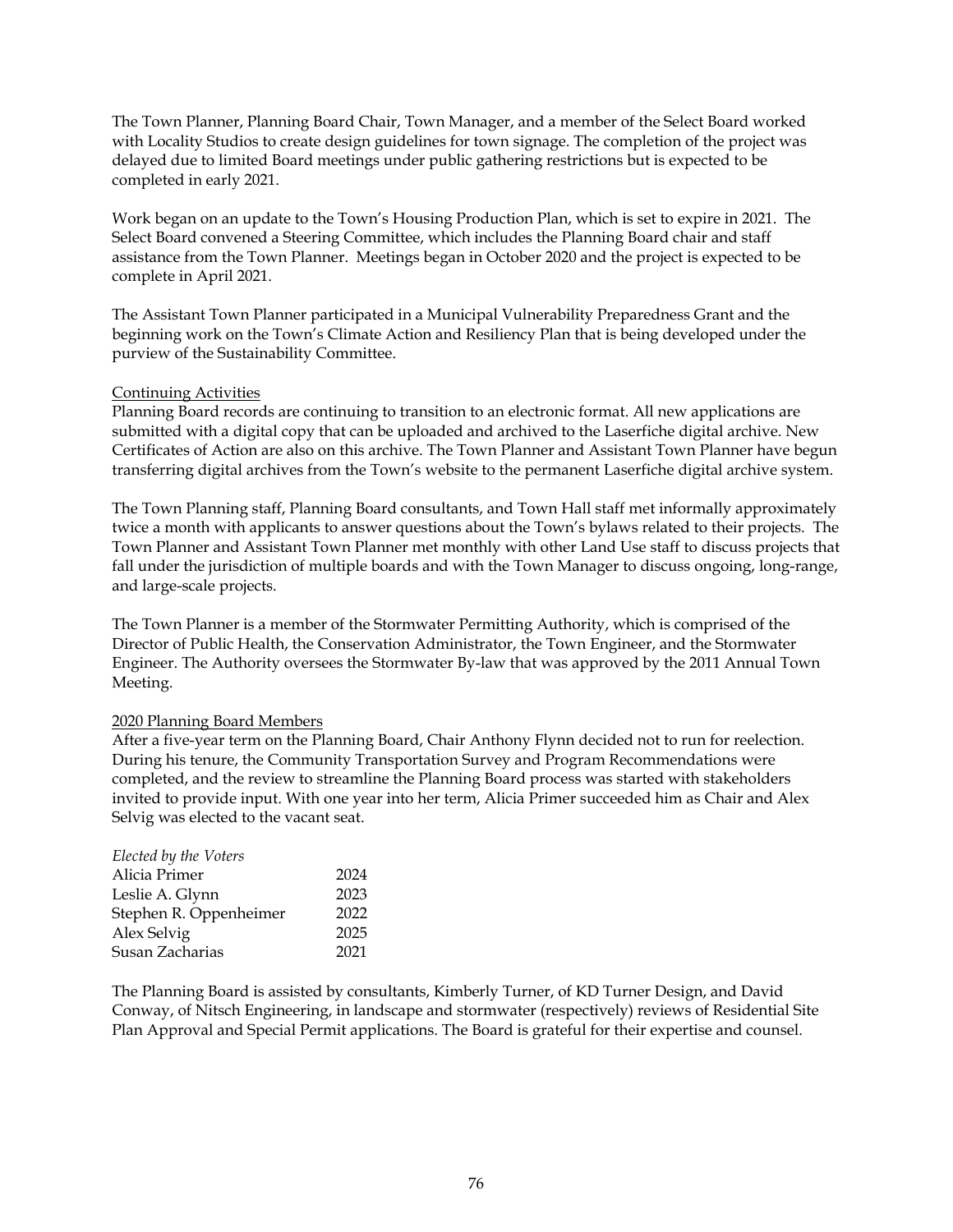The Town Planner, Planning Board Chair, Town Manager, and a member of the Select Board worked with Locality Studios to create design guidelines for town signage. The completion of the project was delayed due to limited Board meetings under public gathering restrictions but is expected to be completed in early 2021.

Work began on an update to the Town's Housing Production Plan, which is set to expire in 2021. The Select Board convened a Steering Committee, which includes the Planning Board chair and staff assistance from the Town Planner. Meetings began in October 2020 and the project is expected to be complete in April 2021.

The Assistant Town Planner participated in a Municipal Vulnerability Preparedness Grant and the beginning work on the Town's Climate Action and Resiliency Plan that is being developed under the purview of the Sustainability Committee.

### Continuing Activities

Planning Board records are continuing to transition to an electronic format. All new applications are submitted with a digital copy that can be uploaded and archived to the Laserfiche digital archive. New Certificates of Action are also on this archive. The Town Planner and Assistant Town Planner have begun transferring digital archives from the Town's website to the permanent Laserfiche digital archive system.

The Town Planning staff, Planning Board consultants, and Town Hall staff met informally approximately twice a month with applicants to answer questions about the Town's bylaws related to their projects. The Town Planner and Assistant Town Planner met monthly with other Land Use staff to discuss projects that fall under the jurisdiction of multiple boards and with the Town Manager to discuss ongoing, long-range, and large-scale projects.

The Town Planner is a member of the Stormwater Permitting Authority, which is comprised of the Director of Public Health, the Conservation Administrator, the Town Engineer, and the Stormwater Engineer. The Authority oversees the Stormwater By-law that was approved by the 2011 Annual Town Meeting.

### 2020 Planning Board Members

After a five-year term on the Planning Board, Chair Anthony Flynn decided not to run for reelection. During his tenure, the Community Transportation Survey and Program Recommendations were completed, and the review to streamline the Planning Board process was started with stakeholders invited to provide input. With one year into her term, Alicia Primer succeeded him as Chair and Alex Selvig was elected to the vacant seat.

| *Elected by the Voters* | |
|---|---|
| Alicia Primer | 2024 |
| Leslie A. Glynn | 2023 |
| Stephen R. Oppenheimer | 2022 |
| Alex Selvig | 2025 |
| Susan Zacharias | 2021 |

The Planning Board is assisted by consultants, Kimberly Turner, of KD Turner Design, and David Conway, of Nitsch Engineering, in landscape and stormwater (respectively) reviews of Residential Site Plan Approval and Special Permit applications. The Board is grateful for their expertise and counsel.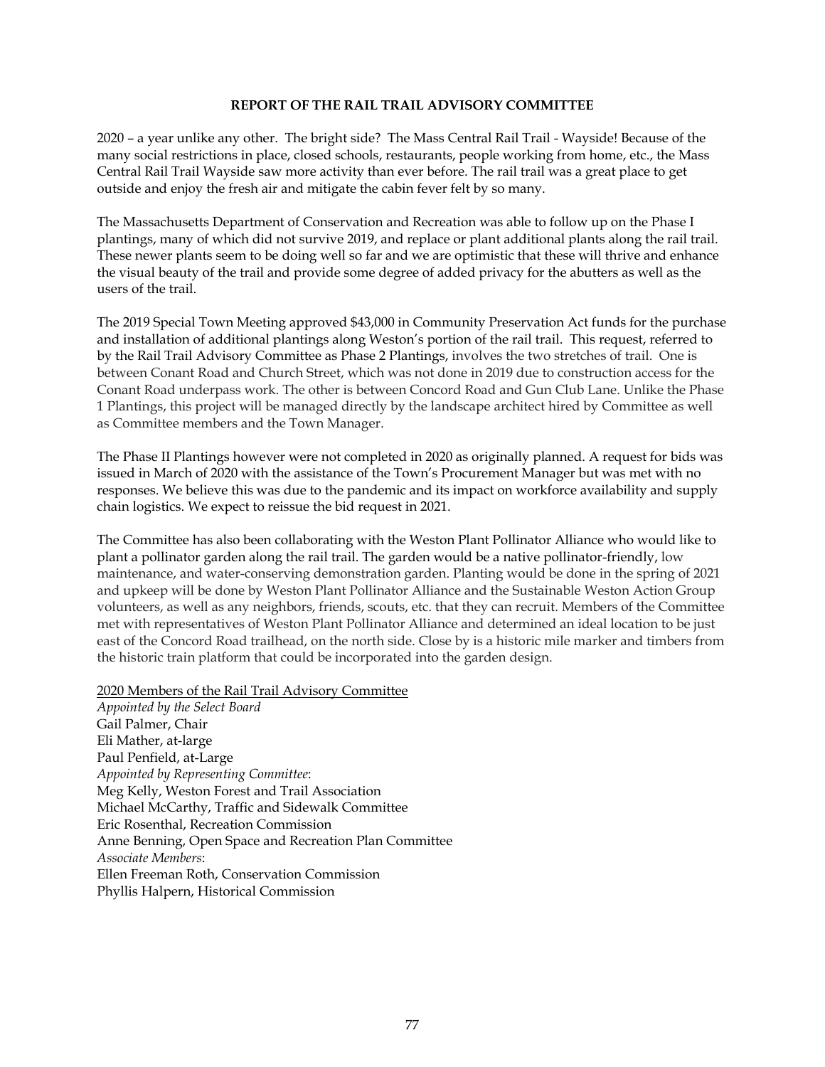## REPORT OF THE RAIL TRAIL ADVISORY COMMITTEE

2020 – a year unlike any other. The bright side? The Mass Central Rail Trail - Wayside! Because of the many social restrictions in place, closed schools, restaurants, people working from home, etc., the Mass Central Rail Trail Wayside saw more activity than ever before. The rail trail was a great place to get outside and enjoy the fresh air and mitigate the cabin fever felt by so many.

The Massachusetts Department of Conservation and Recreation was able to follow up on the Phase I plantings, many of which did not survive 2019, and replace or plant additional plants along the rail trail. These newer plants seem to be doing well so far and we are optimistic that these will thrive and enhance the visual beauty of the trail and provide some degree of added privacy for the abutters as well as the users of the trail.

The 2019 Special Town Meeting approved $43,000 in Community Preservation Act funds for the purchase and installation of additional plantings along Weston's portion of the rail trail. This request, referred to by the Rail Trail Advisory Committee as Phase 2 Plantings, involves the two stretches of trail. One is between Conant Road and Church Street, which was not done in 2019 due to construction access for the Conant Road underpass work. The other is between Concord Road and Gun Club Lane. Unlike the Phase 1 Plantings, this project will be managed directly by the landscape architect hired by Committee as well as Committee members and the Town Manager.

The Phase II Plantings however were not completed in 2020 as originally planned. A request for bids was issued in March of 2020 with the assistance of the Town's Procurement Manager but was met with no responses. We believe this was due to the pandemic and its impact on workforce availability and supply chain logistics. We expect to reissue the bid request in 2021.

The Committee has also been collaborating with the Weston Plant Pollinator Alliance who would like to plant a pollinator garden along the rail trail. The garden would be a native pollinator-friendly, low maintenance, and water-conserving demonstration garden. Planting would be done in the spring of 2021 and upkeep will be done by Weston Plant Pollinator Alliance and the Sustainable Weston Action Group volunteers, as well as any neighbors, friends, scouts, etc. that they can recruit. Members of the Committee met with representatives of Weston Plant Pollinator Alliance and determined an ideal location to be just east of the Concord Road trailhead, on the north side. Close by is a historic mile marker and timbers from the historic train platform that could be incorporated into the garden design.

2020 Members of the Rail Trail Advisory Committee

*Appointed by the Select Board*
Gail Palmer, Chair
Eli Mather, at-large
Paul Penfield, at-Large
*Appointed by Representing Committee*:
Meg Kelly, Weston Forest and Trail Association
Michael McCarthy, Traffic and Sidewalk Committee
Eric Rosenthal, Recreation Commission
Anne Benning, Open Space and Recreation Plan Committee
*Associate Members*:
Ellen Freeman Roth, Conservation Commission
Phyllis Halpern, Historical Commission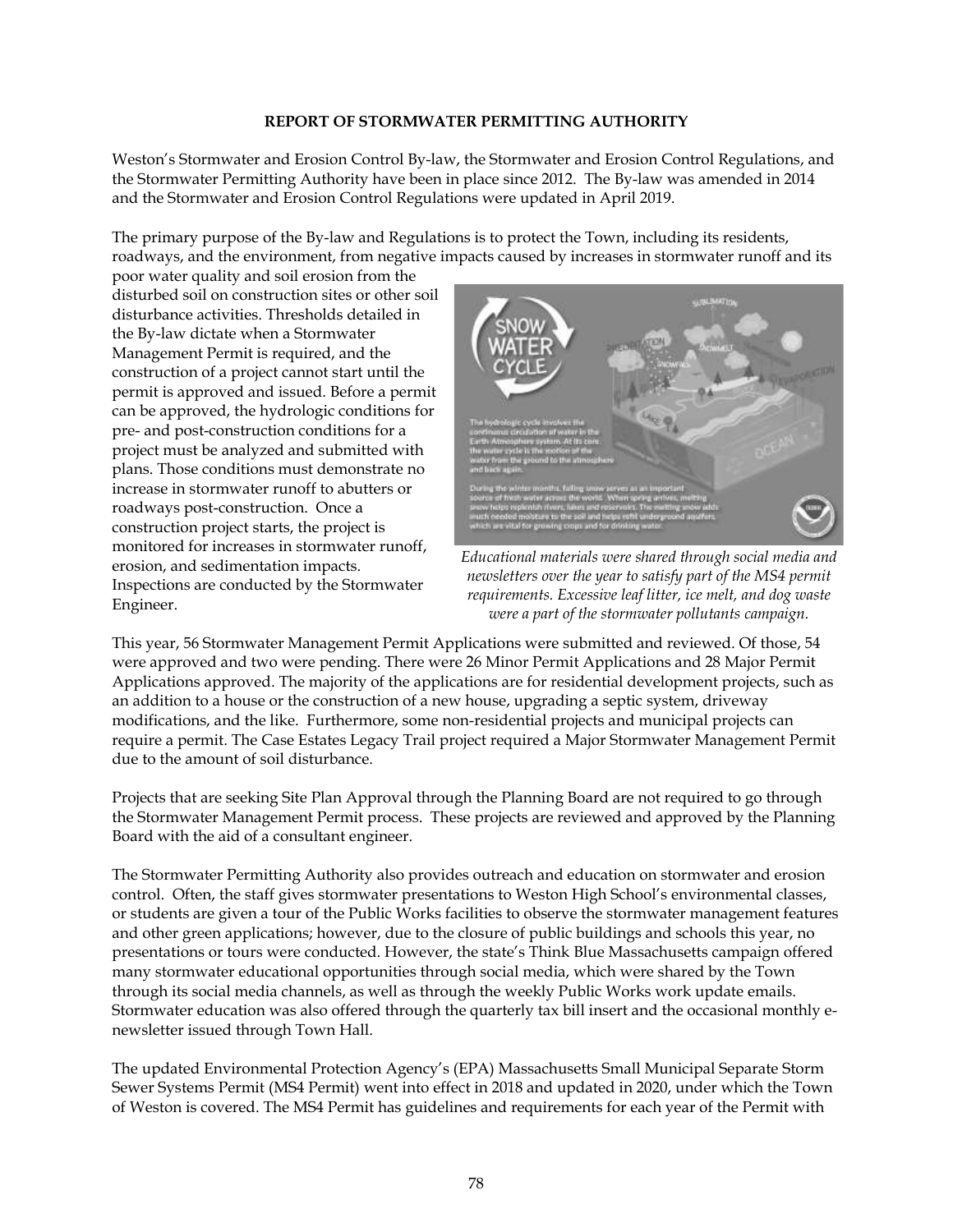**REPORT OF STORMWATER PERMITTING AUTHORITY**

Weston's Stormwater and Erosion Control By-law, the Stormwater and Erosion Control Regulations, and the Stormwater Permitting Authority have been in place since 2012. The By-law was amended in 2014 and the Stormwater and Erosion Control Regulations were updated in April 2019.

The primary purpose of the By-law and Regulations is to protect the Town, including its residents, roadways, and the environment, from negative impacts caused by increases in stormwater runoff and its poor water quality and soil erosion from the disturbed soil on construction sites or other soil disturbance activities. Thresholds detailed in the By-law dictate when a Stormwater Management Permit is required, and the construction of a project cannot start until the permit is approved and issued. Before a permit can be approved, the hydrologic conditions for pre- and post-construction conditions for a project must be analyzed and submitted with plans. Those conditions must demonstrate no increase in stormwater runoff to abutters or roadways post-construction. Once a construction project starts, the project is monitored for increases in stormwater runoff, erosion, and sedimentation impacts. Inspections are conducted by the Stormwater Engineer.

*Educational materials were shared through social media and newsletters over the year to satisfy part of the MS4 permit requirements. Excessive leaf litter, ice melt, and dog waste were a part of the stormwater pollutants campaign.*

This year, 56 Stormwater Management Permit Applications were submitted and reviewed. Of those, 54 were approved and two were pending. There were 26 Minor Permit Applications and 28 Major Permit Applications approved. The majority of the applications are for residential development projects, such as an addition to a house or the construction of a new house, upgrading a septic system, driveway modifications, and the like. Furthermore, some non-residential projects and municipal projects can require a permit. The Case Estates Legacy Trail project required a Major Stormwater Management Permit due to the amount of soil disturbance.

Projects that are seeking Site Plan Approval through the Planning Board are not required to go through the Stormwater Management Permit process. These projects are reviewed and approved by the Planning Board with the aid of a consultant engineer.

The Stormwater Permitting Authority also provides outreach and education on stormwater and erosion control. Often, the staff gives stormwater presentations to Weston High School's environmental classes, or students are given a tour of the Public Works facilities to observe the stormwater management features and other green applications; however, due to the closure of public buildings and schools this year, no presentations or tours were conducted. However, the state's Think Blue Massachusetts campaign offered many stormwater educational opportunities through social media, which were shared by the Town through its social media channels, as well as through the weekly Public Works work update emails. Stormwater education was also offered through the quarterly tax bill insert and the occasional monthly e-newsletter issued through Town Hall.

The updated Environmental Protection Agency's (EPA) Massachusetts Small Municipal Separate Storm Sewer Systems Permit (MS4 Permit) went into effect in 2018 and updated in 2020, under which the Town of Weston is covered. The MS4 Permit has guidelines and requirements for each year of the Permit with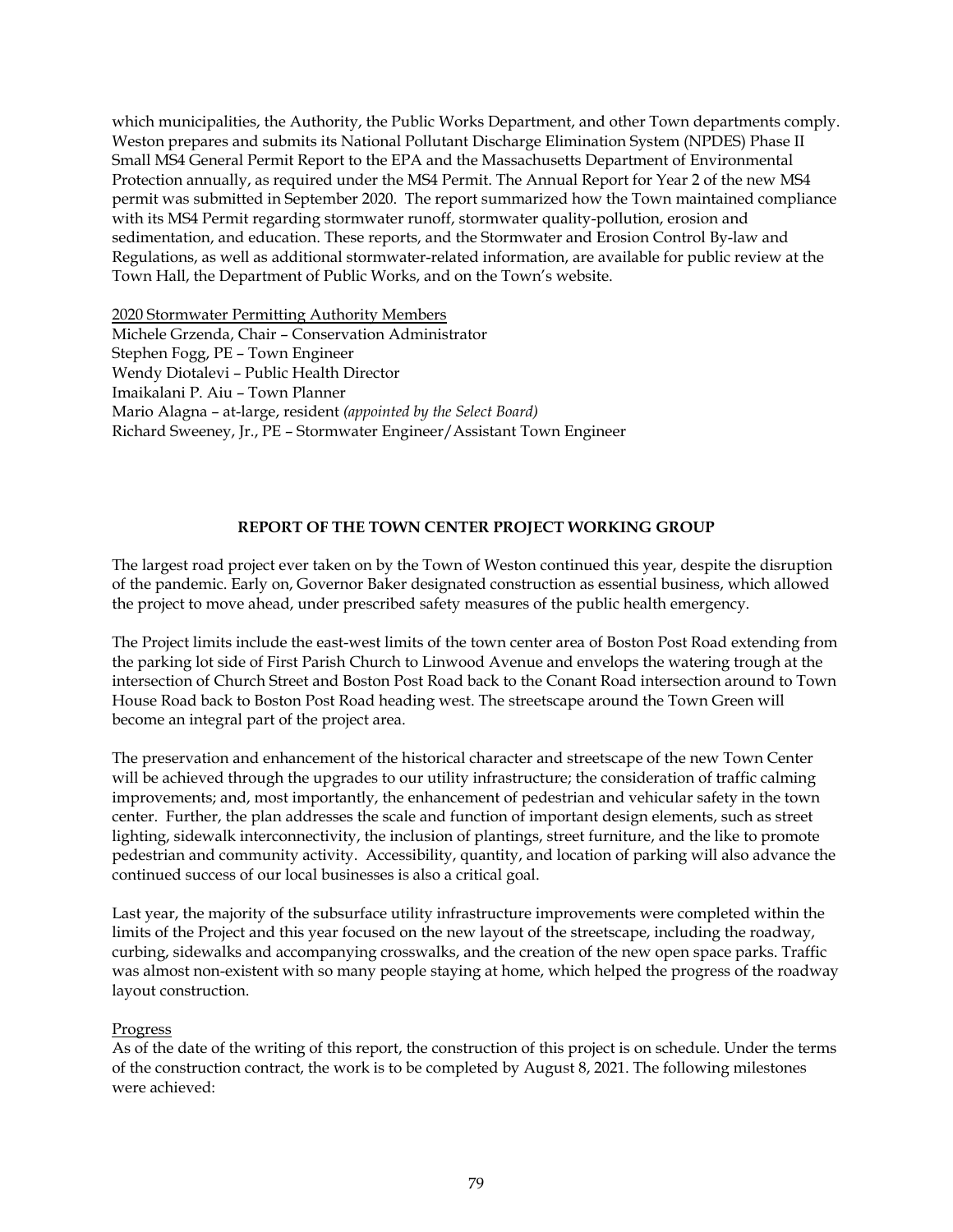which municipalities, the Authority, the Public Works Department, and other Town departments comply. Weston prepares and submits its National Pollutant Discharge Elimination System (NPDES) Phase II Small MS4 General Permit Report to the EPA and the Massachusetts Department of Environmental Protection annually, as required under the MS4 Permit. The Annual Report for Year 2 of the new MS4 permit was submitted in September 2020. The report summarized how the Town maintained compliance with its MS4 Permit regarding stormwater runoff, stormwater quality-pollution, erosion and sedimentation, and education. These reports, and the Stormwater and Erosion Control By-law and Regulations, as well as additional stormwater-related information, are available for public review at the Town Hall, the Department of Public Works, and on the Town's website.

2020 Stormwater Permitting Authority Members
Michele Grzenda, Chair – Conservation Administrator
Stephen Fogg, PE – Town Engineer
Wendy Diotalevi – Public Health Director
Imaikalani P. Aiu – Town Planner
Mario Alagna – at-large, resident *(appointed by the Select Board)*
Richard Sweeney, Jr., PE – Stormwater Engineer/Assistant Town Engineer

## REPORT OF THE TOWN CENTER PROJECT WORKING GROUP

The largest road project ever taken on by the Town of Weston continued this year, despite the disruption of the pandemic. Early on, Governor Baker designated construction as essential business, which allowed the project to move ahead, under prescribed safety measures of the public health emergency.

The Project limits include the east-west limits of the town center area of Boston Post Road extending from the parking lot side of First Parish Church to Linwood Avenue and envelops the watering trough at the intersection of Church Street and Boston Post Road back to the Conant Road intersection around to Town House Road back to Boston Post Road heading west. The streetscape around the Town Green will become an integral part of the project area.

The preservation and enhancement of the historical character and streetscape of the new Town Center will be achieved through the upgrades to our utility infrastructure; the consideration of traffic calming improvements; and, most importantly, the enhancement of pedestrian and vehicular safety in the town center. Further, the plan addresses the scale and function of important design elements, such as street lighting, sidewalk interconnectivity, the inclusion of plantings, street furniture, and the like to promote pedestrian and community activity. Accessibility, quantity, and location of parking will also advance the continued success of our local businesses is also a critical goal.

Last year, the majority of the subsurface utility infrastructure improvements were completed within the limits of the Project and this year focused on the new layout of the streetscape, including the roadway, curbing, sidewalks and accompanying crosswalks, and the creation of the new open space parks. Traffic was almost non-existent with so many people staying at home, which helped the progress of the roadway layout construction.

Progress
As of the date of the writing of this report, the construction of this project is on schedule. Under the terms of the construction contract, the work is to be completed by August 8, 2021. The following milestones were achieved: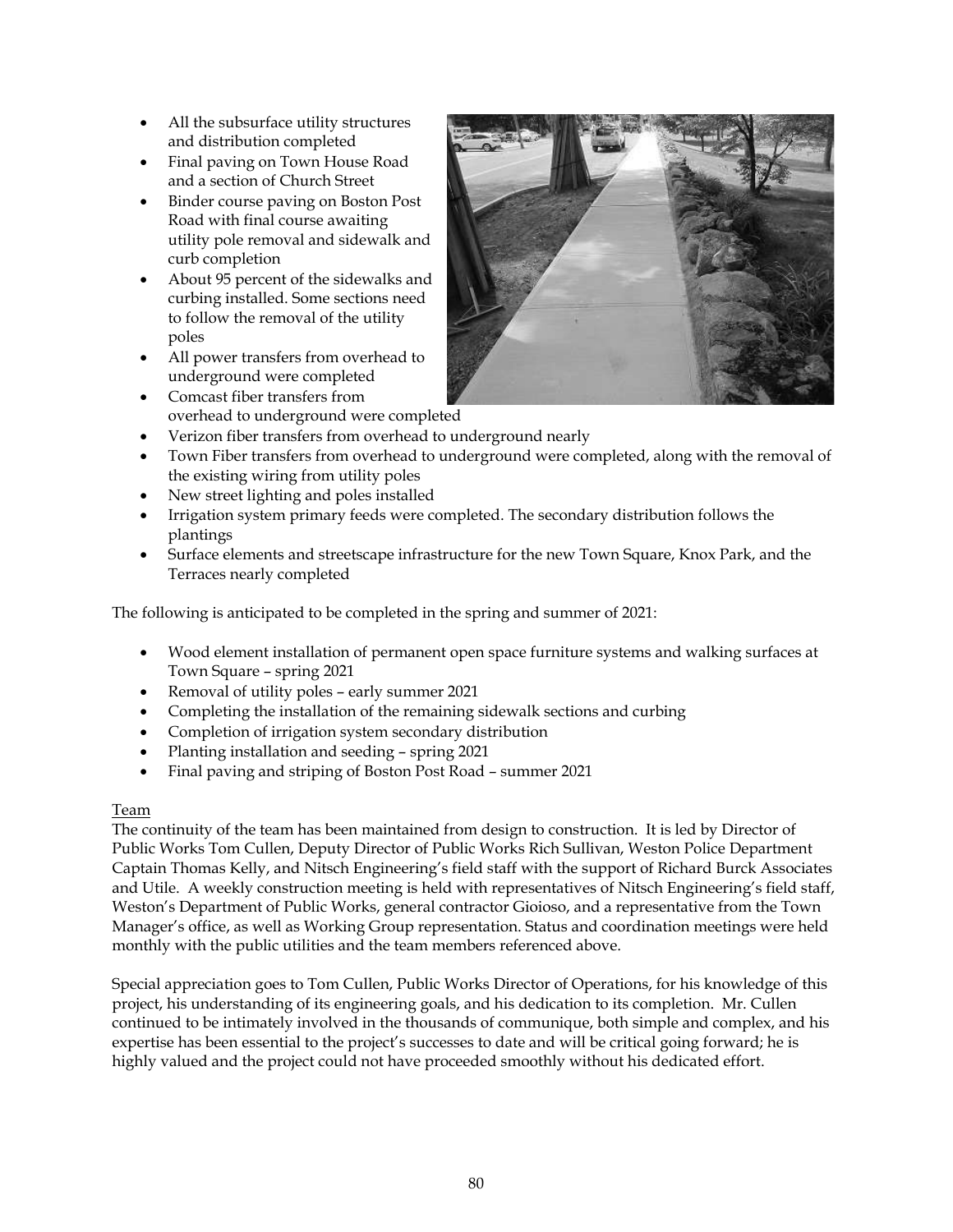- All the subsurface utility structures and distribution completed
- Final paving on Town House Road and a section of Church Street
- Binder course paving on Boston Post Road with final course awaiting utility pole removal and sidewalk and curb completion
- About 95 percent of the sidewalks and curbing installed. Some sections need to follow the removal of the utility poles
- All power transfers from overhead to underground were completed
- Comcast fiber transfers from overhead to underground were completed
- Verizon fiber transfers from overhead to underground nearly
- Town Fiber transfers from overhead to underground were completed, along with the removal of the existing wiring from utility poles
- New street lighting and poles installed
- Irrigation system primary feeds were completed. The secondary distribution follows the plantings
- Surface elements and streetscape infrastructure for the new Town Square, Knox Park, and the Terraces nearly completed

The following is anticipated to be completed in the spring and summer of 2021:

- Wood element installation of permanent open space furniture systems and walking surfaces at Town Square – spring 2021
- Removal of utility poles – early summer 2021
- Completing the installation of the remaining sidewalk sections and curbing
- Completion of irrigation system secondary distribution
- Planting installation and seeding – spring 2021
- Final paving and striping of Boston Post Road – summer 2021

Team

The continuity of the team has been maintained from design to construction. It is led by Director of Public Works Tom Cullen, Deputy Director of Public Works Rich Sullivan, Weston Police Department Captain Thomas Kelly, and Nitsch Engineering's field staff with the support of Richard Burck Associates and Utile. A weekly construction meeting is held with representatives of Nitsch Engineering's field staff, Weston's Department of Public Works, general contractor Gioioso, and a representative from the Town Manager's office, as well as Working Group representation. Status and coordination meetings were held monthly with the public utilities and the team members referenced above.

Special appreciation goes to Tom Cullen, Public Works Director of Operations, for his knowledge of this project, his understanding of its engineering goals, and his dedication to its completion. Mr. Cullen continued to be intimately involved in the thousands of communique, both simple and complex, and his expertise has been essential to the project's successes to date and will be critical going forward; he is highly valued and the project could not have proceeded smoothly without his dedicated effort.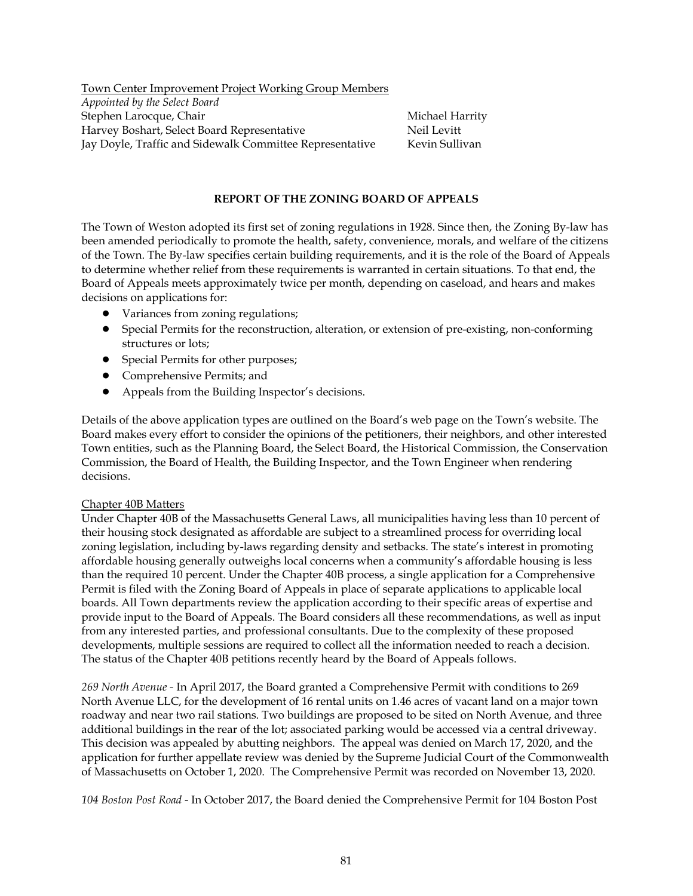Town Center Improvement Project Working Group Members

*Appointed by the Select Board*

Stephen Larocque, Chair
Harvey Boshart, Select Board Representative
Jay Doyle, Traffic and Sidewalk Committee Representative
Michael Harrity
Neil Levitt
Kevin Sullivan

## REPORT OF THE ZONING BOARD OF APPEALS

The Town of Weston adopted its first set of zoning regulations in 1928. Since then, the Zoning By-law has been amended periodically to promote the health, safety, convenience, morals, and welfare of the citizens of the Town. The By-law specifies certain building requirements, and it is the role of the Board of Appeals to determine whether relief from these requirements is warranted in certain situations. To that end, the Board of Appeals meets approximately twice per month, depending on caseload, and hears and makes decisions on applications for:

- Variances from zoning regulations;
- Special Permits for the reconstruction, alteration, or extension of pre-existing, non-conforming structures or lots;
- Special Permits for other purposes;
- Comprehensive Permits; and
- Appeals from the Building Inspector's decisions.

Details of the above application types are outlined on the Board's web page on the Town's website. The Board makes every effort to consider the opinions of the petitioners, their neighbors, and other interested Town entities, such as the Planning Board, the Select Board, the Historical Commission, the Conservation Commission, the Board of Health, the Building Inspector, and the Town Engineer when rendering decisions.

### Chapter 40B Matters

Under Chapter 40B of the Massachusetts General Laws, all municipalities having less than 10 percent of their housing stock designated as affordable are subject to a streamlined process for overriding local zoning legislation, including by-laws regarding density and setbacks. The state's interest in promoting affordable housing generally outweighs local concerns when a community's affordable housing is less than the required 10 percent. Under the Chapter 40B process, a single application for a Comprehensive Permit is filed with the Zoning Board of Appeals in place of separate applications to applicable local boards. All Town departments review the application according to their specific areas of expertise and provide input to the Board of Appeals. The Board considers all these recommendations, as well as input from any interested parties, and professional consultants. Due to the complexity of these proposed developments, multiple sessions are required to collect all the information needed to reach a decision. The status of the Chapter 40B petitions recently heard by the Board of Appeals follows.

*269 North Avenue* - In April 2017, the Board granted a Comprehensive Permit with conditions to 269 North Avenue LLC, for the development of 16 rental units on 1.46 acres of vacant land on a major town roadway and near two rail stations. Two buildings are proposed to be sited on North Avenue, and three additional buildings in the rear of the lot; associated parking would be accessed via a central driveway. This decision was appealed by abutting neighbors. The appeal was denied on March 17, 2020, and the application for further appellate review was denied by the Supreme Judicial Court of the Commonwealth of Massachusetts on October 1, 2020. The Comprehensive Permit was recorded on November 13, 2020.

*104 Boston Post Road* - In October 2017, the Board denied the Comprehensive Permit for 104 Boston Post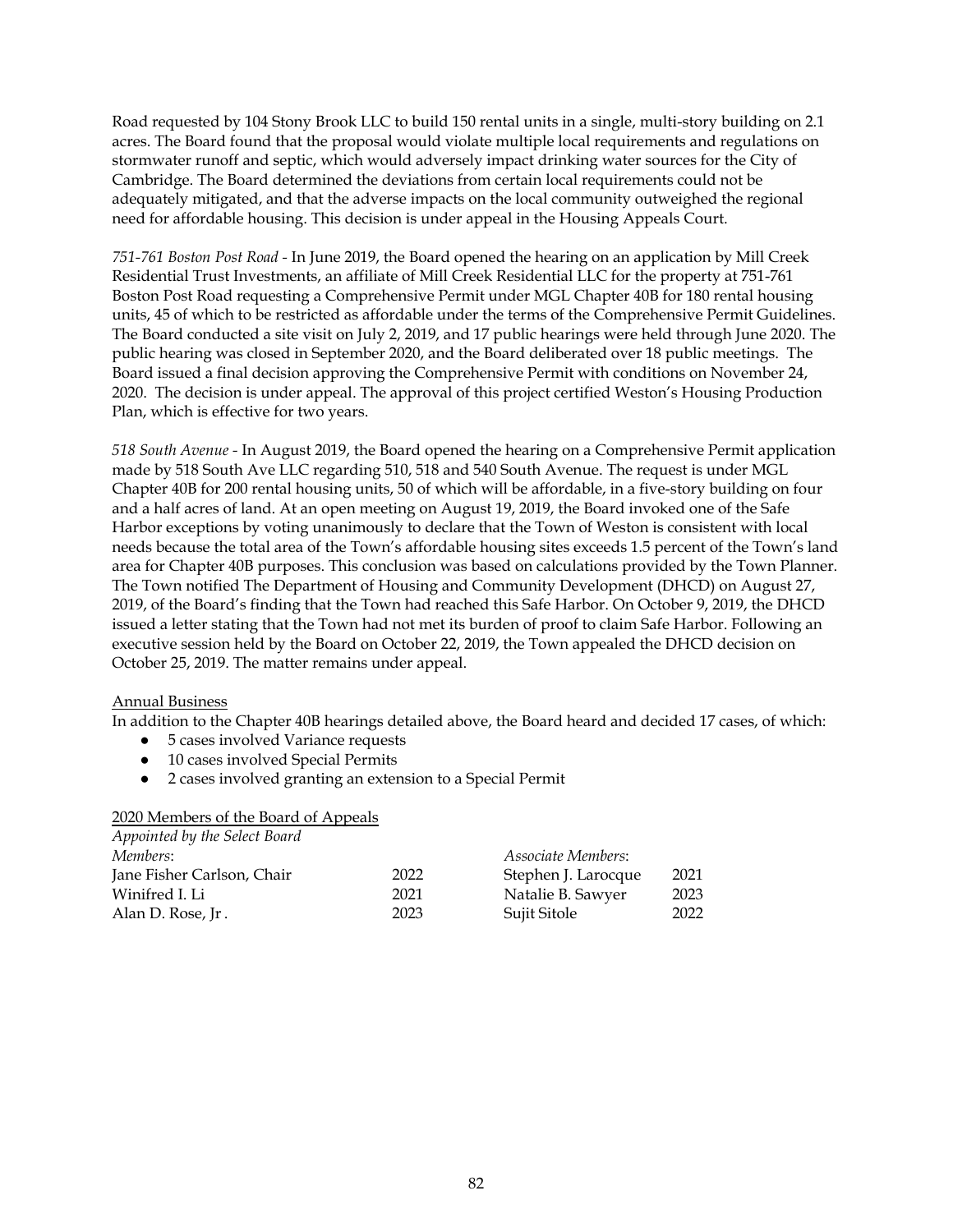Road requested by 104 Stony Brook LLC to build 150 rental units in a single, multi-story building on 2.1 acres. The Board found that the proposal would violate multiple local requirements and regulations on stormwater runoff and septic, which would adversely impact drinking water sources for the City of Cambridge. The Board determined the deviations from certain local requirements could not be adequately mitigated, and that the adverse impacts on the local community outweighed the regional need for affordable housing. This decision is under appeal in the Housing Appeals Court.

*751-761 Boston Post Road* - In June 2019, the Board opened the hearing on an application by Mill Creek Residential Trust Investments, an affiliate of Mill Creek Residential LLC for the property at 751-761 Boston Post Road requesting a Comprehensive Permit under MGL Chapter 40B for 180 rental housing units, 45 of which to be restricted as affordable under the terms of the Comprehensive Permit Guidelines. The Board conducted a site visit on July 2, 2019, and 17 public hearings were held through June 2020. The public hearing was closed in September 2020, and the Board deliberated over 18 public meetings. The Board issued a final decision approving the Comprehensive Permit with conditions on November 24, 2020. The decision is under appeal. The approval of this project certified Weston's Housing Production Plan, which is effective for two years.

*518 South Avenue* - In August 2019, the Board opened the hearing on a Comprehensive Permit application made by 518 South Ave LLC regarding 510, 518 and 540 South Avenue. The request is under MGL Chapter 40B for 200 rental housing units, 50 of which will be affordable, in a five-story building on four and a half acres of land. At an open meeting on August 19, 2019, the Board invoked one of the Safe Harbor exceptions by voting unanimously to declare that the Town of Weston is consistent with local needs because the total area of the Town's affordable housing sites exceeds 1.5 percent of the Town's land area for Chapter 40B purposes. This conclusion was based on calculations provided by the Town Planner. The Town notified The Department of Housing and Community Development (DHCD) on August 27, 2019, of the Board's finding that the Town had reached this Safe Harbor. On October 9, 2019, the DHCD issued a letter stating that the Town had not met its burden of proof to claim Safe Harbor. Following an executive session held by the Board on October 22, 2019, the Town appealed the DHCD decision on October 25, 2019. The matter remains under appeal.

Annual Business

In addition to the Chapter 40B hearings detailed above, the Board heard and decided 17 cases, of which:

- 5 cases involved Variance requests
- 10 cases involved Special Permits
- 2 cases involved granting an extension to a Special Permit

2020 Members of the Board of Appeals

*Appointed by the Select Board*

| | | | |
|---|---|---|---|
| *Members*: | | *Associate Members*: | |
| Jane Fisher Carlson, Chair | 2022 | Stephen J. Larocque | 2021 |
| Winifred I. Li | 2021 | Natalie B. Sawyer | 2023 |
| Alan D. Rose, Jr . | 2023 | Sujit Sitole | 2022 |